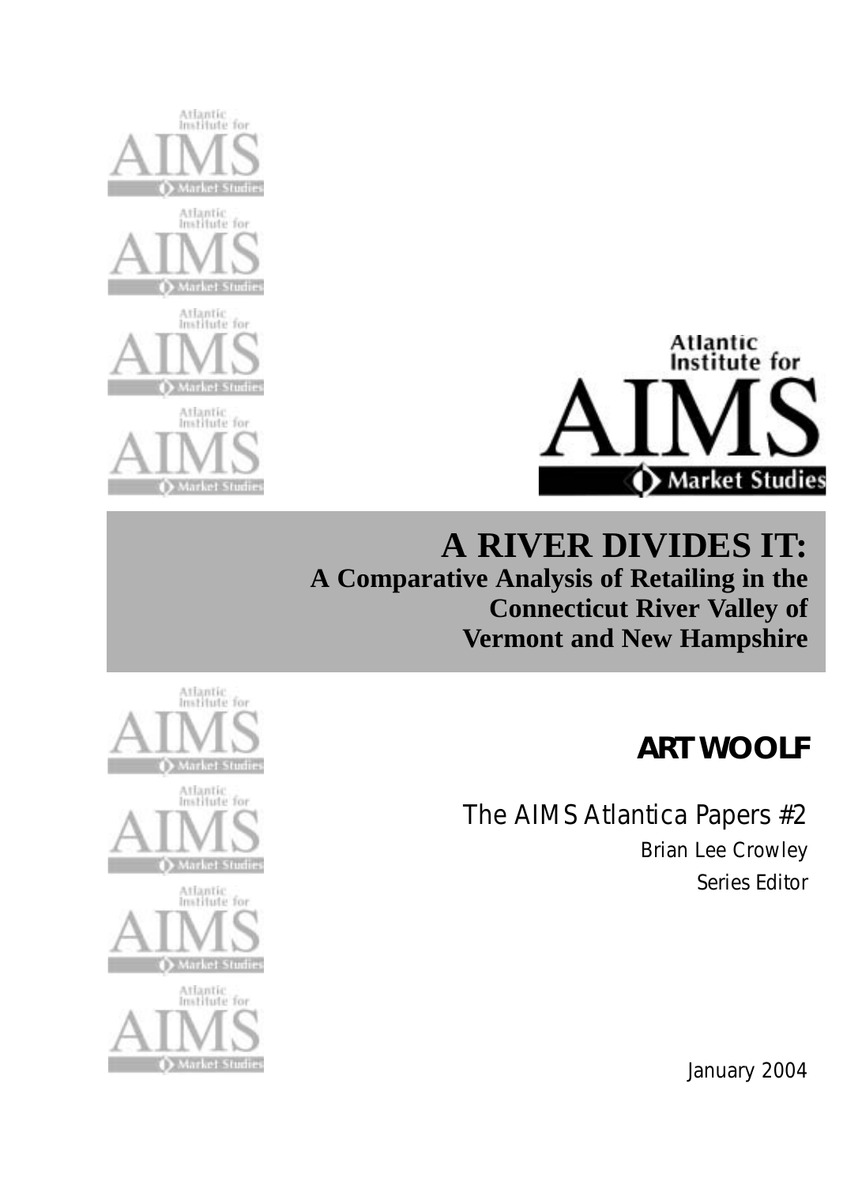Atlantic Institute for

AIMS

Market Studies

# A RIVER DIVIDES IT:

## A Comparative Analysis of Retailing in the Connecticut River Valley of Vermont and New Hampshire

**ART WOOLF**

The AIMS Atlantica Papers #2

Brian Lee Crowley

Series Editor

January 2004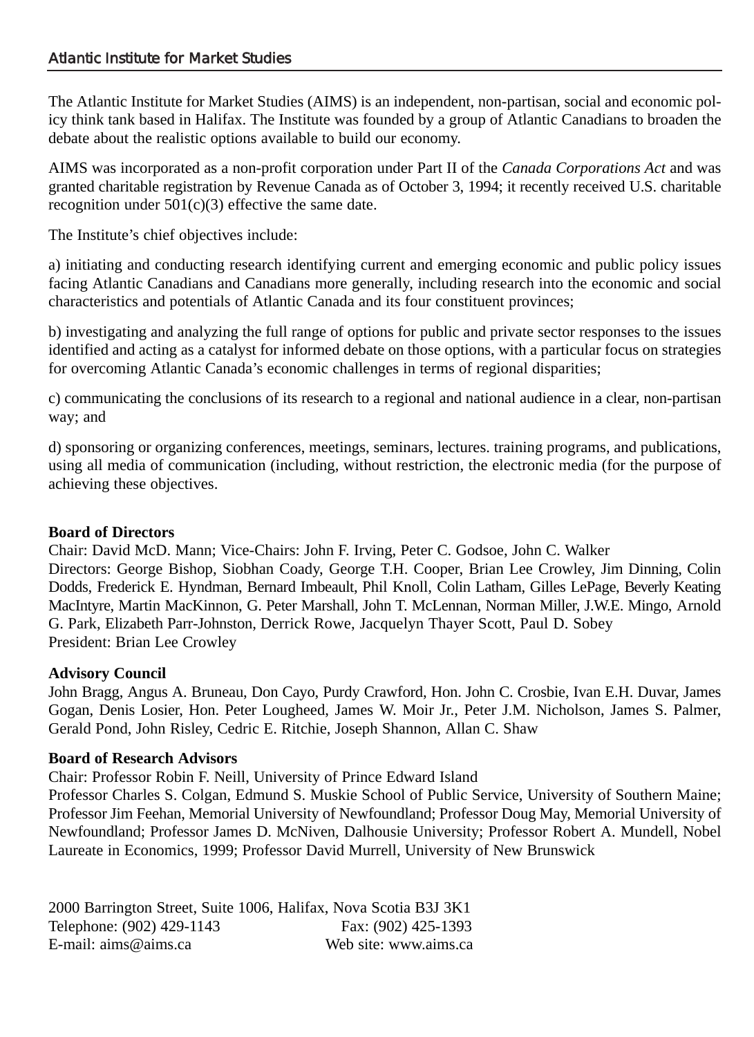## Atlantic Institute for Market Studies

The Atlantic Institute for Market Studies (AIMS) is an independent, non-partisan, social and economic policy think tank based in Halifax. The Institute was founded by a group of Atlantic Canadians to broaden the debate about the realistic options available to build our economy.

AIMS was incorporated as a non-profit corporation under Part II of the *Canada Corporations Act* and was granted charitable registration by Revenue Canada as of October 3, 1994; it recently received U.S. charitable recognition under 501(c)(3) effective the same date.

The Institute's chief objectives include:

a) initiating and conducting research identifying current and emerging economic and public policy issues facing Atlantic Canadians and Canadians more generally, including research into the economic and social characteristics and potentials of Atlantic Canada and its four constituent provinces;

b) investigating and analyzing the full range of options for public and private sector responses to the issues identified and acting as a catalyst for informed debate on those options, with a particular focus on strategies for overcoming Atlantic Canada's economic challenges in terms of regional disparities;

c) communicating the conclusions of its research to a regional and national audience in a clear, non-partisan way; and

d) sponsoring or organizing conferences, meetings, seminars, lectures. training programs, and publications, using all media of communication (including, without restriction, the electronic media (for the purpose of achieving these objectives.

**Board of Directors**
Chair: David McD. Mann; Vice-Chairs: John F. Irving, Peter C. Godsoe, John C. Walker
Directors: George Bishop, Siobhan Coady, George T.H. Cooper, Brian Lee Crowley, Jim Dinning, Colin Dodds, Frederick E. Hyndman, Bernard Imbeault, Phil Knoll, Colin Latham, Gilles LePage, Beverly Keating MacIntyre, Martin MacKinnon, G. Peter Marshall, John T. McLennan, Norman Miller, J.W.E. Mingo, Arnold G. Park, Elizabeth Parr-Johnston, Derrick Rowe, Jacquelyn Thayer Scott, Paul D. Sobey
President: Brian Lee Crowley

**Advisory Council**
John Bragg, Angus A. Bruneau, Don Cayo, Purdy Crawford, Hon. John C. Crosbie, Ivan E.H. Duvar, James Gogan, Denis Losier, Hon. Peter Lougheed, James W. Moir Jr., Peter J.M. Nicholson, James S. Palmer, Gerald Pond, John Risley, Cedric E. Ritchie, Joseph Shannon, Allan C. Shaw

**Board of Research Advisors**
Chair: Professor Robin F. Neill, University of Prince Edward Island
Professor Charles S. Colgan, Edmund S. Muskie School of Public Service, University of Southern Maine; Professor Jim Feehan, Memorial University of Newfoundland; Professor Doug May, Memorial University of Newfoundland; Professor James D. McNiven, Dalhousie University; Professor Robert A. Mundell, Nobel Laureate in Economics, 1999; Professor David Murrell, University of New Brunswick

2000 Barrington Street, Suite 1006, Halifax, Nova Scotia B3J 3K1
Telephone: (902) 429-1143 Fax: (902) 425-1393
E-mail: aims@aims.ca Web site: www.aims.ca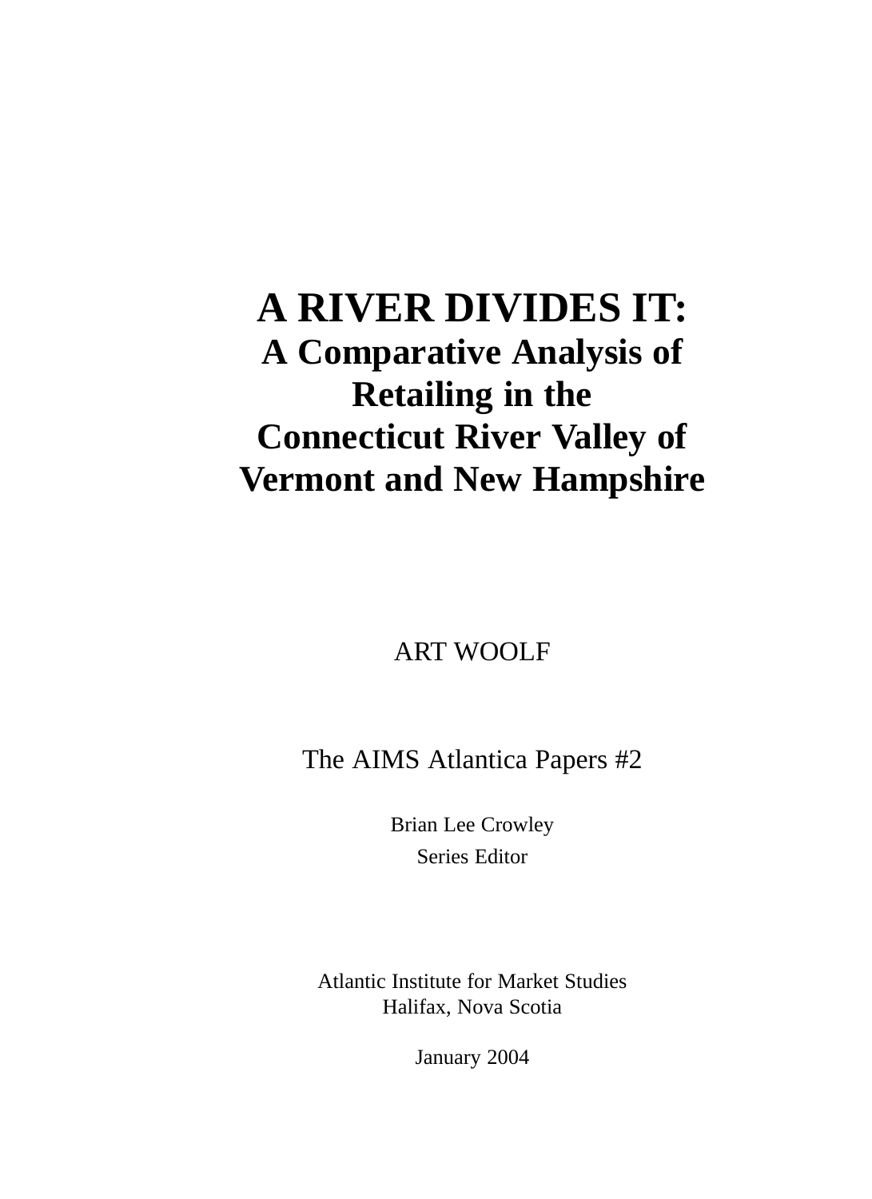# A RIVER DIVIDES IT:

## A Comparative Analysis of Retailing in the Connecticut River Valley of Vermont and New Hampshire

ART WOOLF

The AIMS Atlantica Papers #2

Brian Lee Crowley

Series Editor

Atlantic Institute for Market Studies
Halifax, Nova Scotia

January 2004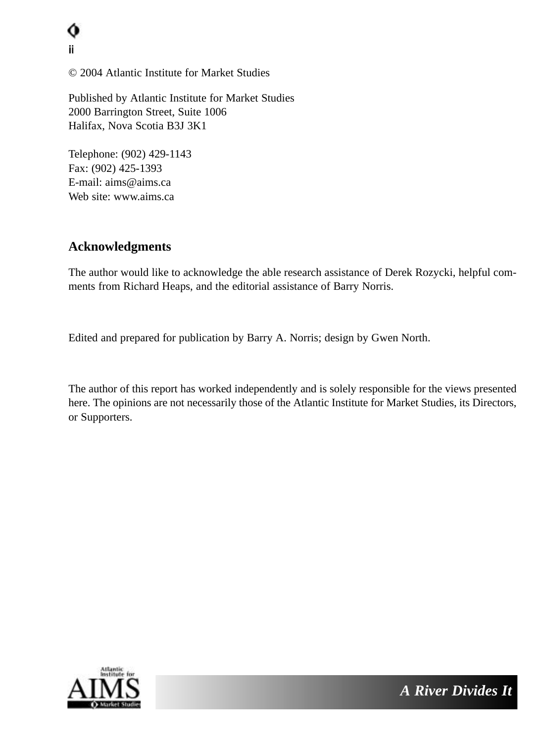© 2004 Atlantic Institute for Market Studies

Published by Atlantic Institute for Market Studies
2000 Barrington Street, Suite 1006
Halifax, Nova Scotia B3J 3K1

Telephone: (902) 429-1143
Fax: (902) 425-1393
E-mail: aims@aims.ca
Web site: www.aims.ca

## Acknowledgments

The author would like to acknowledge the able research assistance of Derek Rozycki, helpful comments from Richard Heaps, and the editorial assistance of Barry Norris.

Edited and prepared for publication by Barry A. Norris; design by Gwen North.

The author of this report has worked independently and is solely responsible for the views presented here. The opinions are not necessarily those of the Atlantic Institute for Market Studies, its Directors, or Supporters.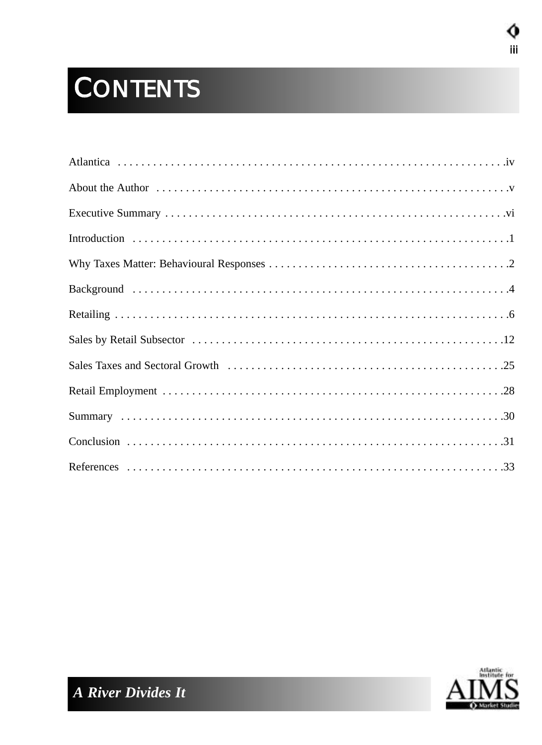# CONTENTS

Atlantica . . . . . . . . . . . . . . . . . . . . . . . . . . . . . . . . . . . . . . . . . . . . . . . . . . . . . . . . . . . . . . .iv

About the Author . . . . . . . . . . . . . . . . . . . . . . . . . . . . . . . . . . . . . . . . . . . . . . . . . . . . . . . . . . . .v

Executive Summary . . . . . . . . . . . . . . . . . . . . . . . . . . . . . . . . . . . . . . . . . . . . . . . . . . . . . . . . . . .vi

Introduction . . . . . . . . . . . . . . . . . . . . . . . . . . . . . . . . . . . . . . . . . . . . . . . . . . . . . . . . . . . . . . . .1

Why Taxes Matter: Behavioural Responses . . . . . . . . . . . . . . . . . . . . . . . . . . . . . . . . . . . . . . . . . .2

Background . . . . . . . . . . . . . . . . . . . . . . . . . . . . . . . . . . . . . . . . . . . . . . . . . . . . . . . . . . . . . . . . .4

Retailing . . . . . . . . . . . . . . . . . . . . . . . . . . . . . . . . . . . . . . . . . . . . . . . . . . . . . . . . . . . . . . . . . . .6

Sales by Retail Subsector . . . . . . . . . . . . . . . . . . . . . . . . . . . . . . . . . . . . . . . . . . . . . . . . . . . . . .12

Sales Taxes and Sectoral Growth . . . . . . . . . . . . . . . . . . . . . . . . . . . . . . . . . . . . . . . . . . . . . . . .25

Retail Employment . . . . . . . . . . . . . . . . . . . . . . . . . . . . . . . . . . . . . . . . . . . . . . . . . . . . . . . . . . .28

Summary . . . . . . . . . . . . . . . . . . . . . . . . . . . . . . . . . . . . . . . . . . . . . . . . . . . . . . . . . . . . . . . . . .30

Conclusion . . . . . . . . . . . . . . . . . . . . . . . . . . . . . . . . . . . . . . . . . . . . . . . . . . . . . . . . . . . . . . . . .31

References . . . . . . . . . . . . . . . . . . . . . . . . . . . . . . . . . . . . . . . . . . . . . . . . . . . . . . . . . . . . . . . . .33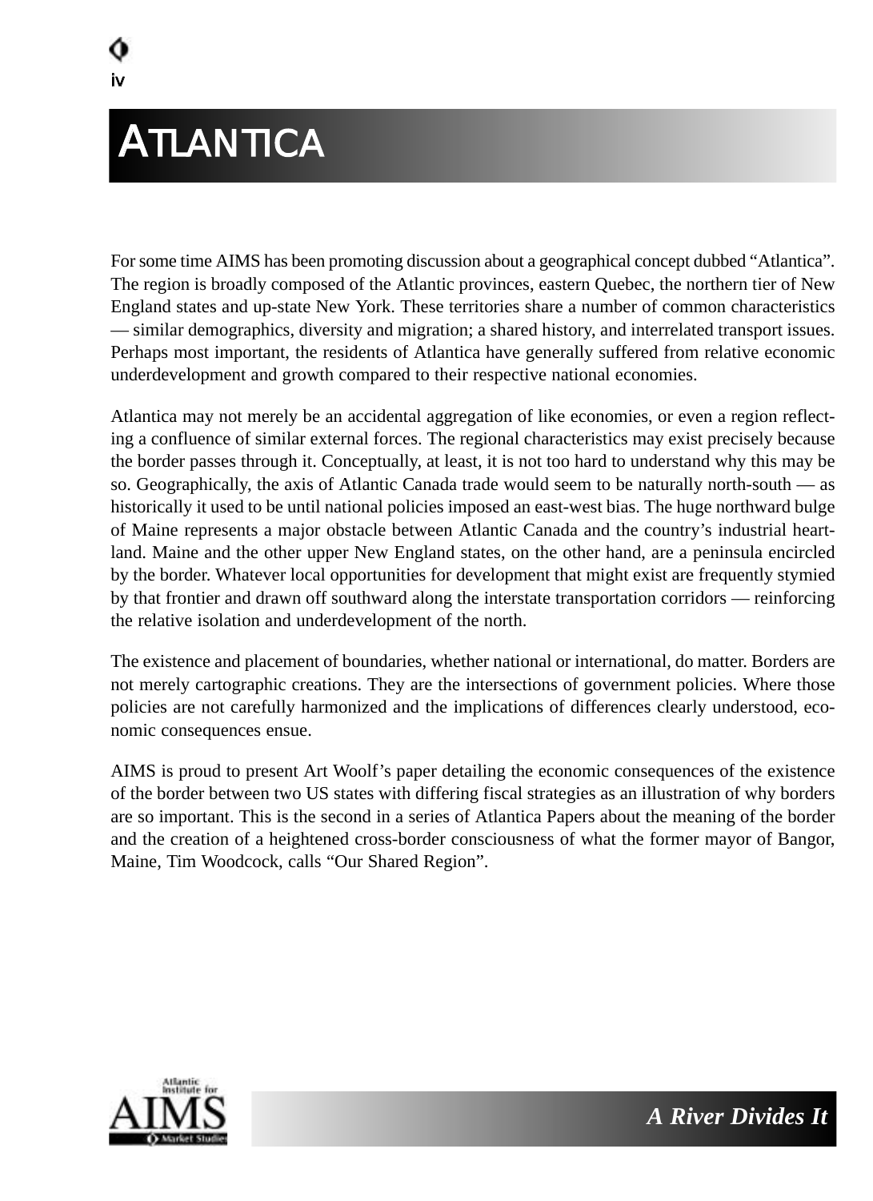# ATLANTICA

For some time AIMS has been promoting discussion about a geographical concept dubbed "Atlantica". The region is broadly composed of the Atlantic provinces, eastern Quebec, the northern tier of New England states and up-state New York. These territories share a number of common characteristics — similar demographics, diversity and migration; a shared history, and interrelated transport issues. Perhaps most important, the residents of Atlantica have generally suffered from relative economic underdevelopment and growth compared to their respective national economies.

Atlantica may not merely be an accidental aggregation of like economies, or even a region reflecting a confluence of similar external forces. The regional characteristics may exist precisely because the border passes through it. Conceptually, at least, it is not too hard to understand why this may be so. Geographically, the axis of Atlantic Canada trade would seem to be naturally north-south — as historically it used to be until national policies imposed an east-west bias. The huge northward bulge of Maine represents a major obstacle between Atlantic Canada and the country's industrial heartland. Maine and the other upper New England states, on the other hand, are a peninsula encircled by the border. Whatever local opportunities for development that might exist are frequently stymied by that frontier and drawn off southward along the interstate transportation corridors — reinforcing the relative isolation and underdevelopment of the north.

The existence and placement of boundaries, whether national or international, do matter. Borders are not merely cartographic creations. They are the intersections of government policies. Where those policies are not carefully harmonized and the implications of differences clearly understood, economic consequences ensue.

AIMS is proud to present Art Woolf's paper detailing the economic consequences of the existence of the border between two US states with differing fiscal strategies as an illustration of why borders are so important. This is the second in a series of Atlantica Papers about the meaning of the border and the creation of a heightened cross-border consciousness of what the former mayor of Bangor, Maine, Tim Woodcock, calls "Our Shared Region".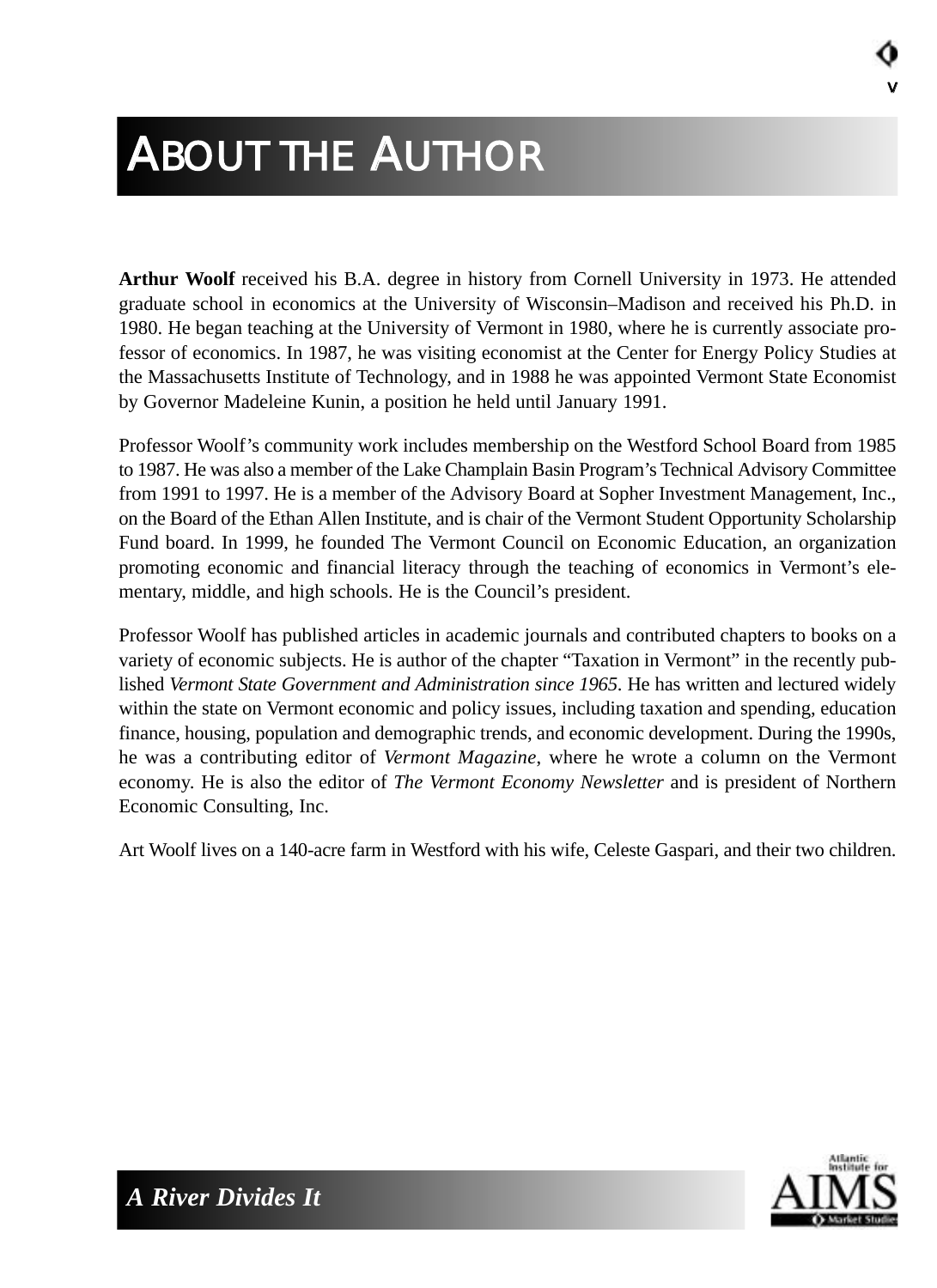# ABOUT THE AUTHOR

**Arthur Woolf** received his B.A. degree in history from Cornell University in 1973. He attended graduate school in economics at the University of Wisconsin–Madison and received his Ph.D. in 1980. He began teaching at the University of Vermont in 1980, where he is currently associate professor of economics. In 1987, he was visiting economist at the Center for Energy Policy Studies at the Massachusetts Institute of Technology, and in 1988 he was appointed Vermont State Economist by Governor Madeleine Kunin, a position he held until January 1991.

Professor Woolf's community work includes membership on the Westford School Board from 1985 to 1987. He was also a member of the Lake Champlain Basin Program's Technical Advisory Committee from 1991 to 1997. He is a member of the Advisory Board at Sopher Investment Management, Inc., on the Board of the Ethan Allen Institute, and is chair of the Vermont Student Opportunity Scholarship Fund board. In 1999, he founded The Vermont Council on Economic Education, an organization promoting economic and financial literacy through the teaching of economics in Vermont's elementary, middle, and high schools. He is the Council's president.

Professor Woolf has published articles in academic journals and contributed chapters to books on a variety of economic subjects. He is author of the chapter "Taxation in Vermont" in the recently published *Vermont State Government and Administration since 1965*. He has written and lectured widely within the state on Vermont economic and policy issues, including taxation and spending, education finance, housing, population and demographic trends, and economic development. During the 1990s, he was a contributing editor of *Vermont Magazine*, where he wrote a column on the Vermont economy. He is also the editor of *The Vermont Economy Newsletter* and is president of Northern Economic Consulting, Inc.

Art Woolf lives on a 140-acre farm in Westford with his wife, Celeste Gaspari, and their two children.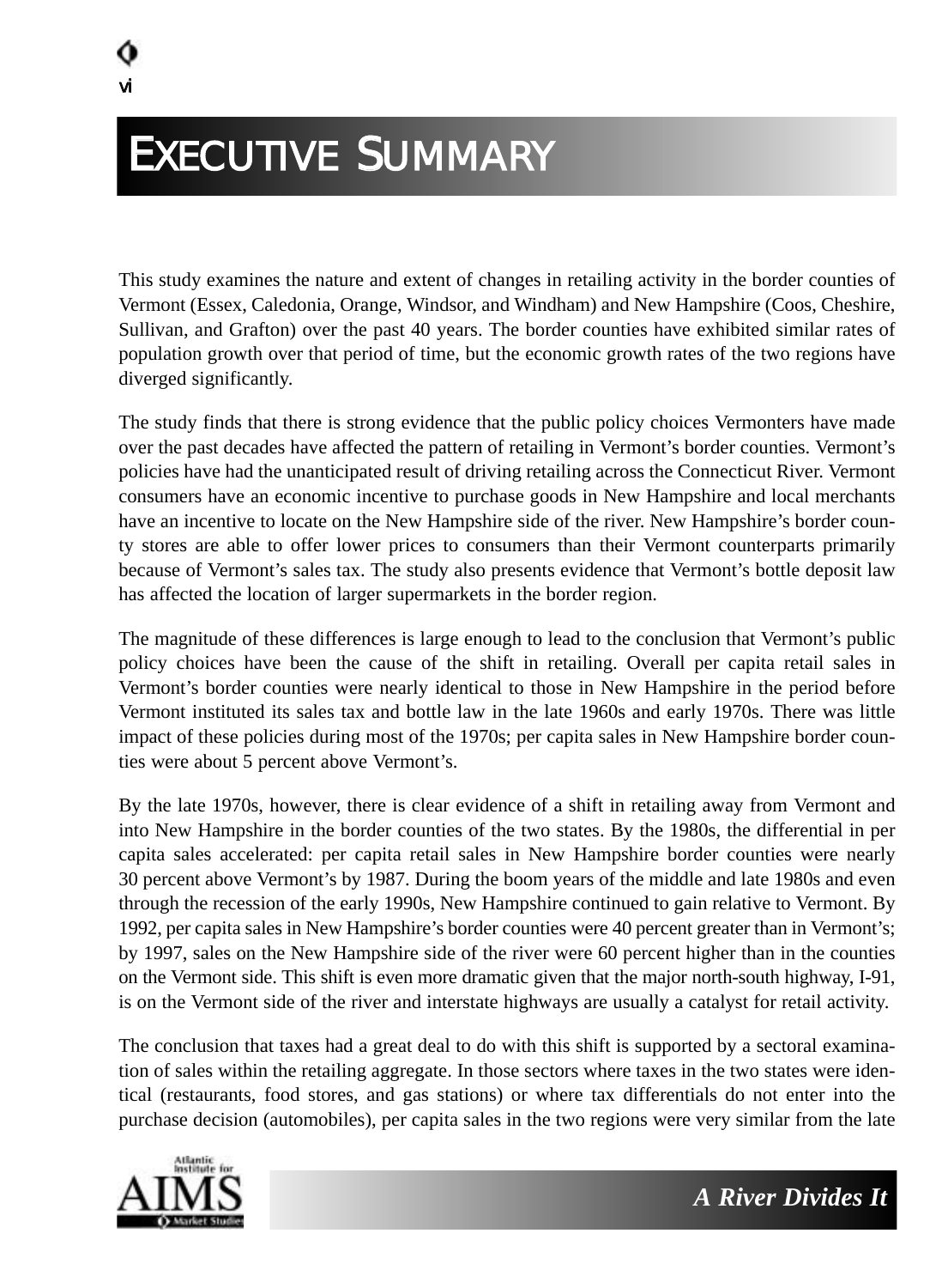# EXECUTIVE SUMMARY

This study examines the nature and extent of changes in retailing activity in the border counties of Vermont (Essex, Caledonia, Orange, Windsor, and Windham) and New Hampshire (Coos, Cheshire, Sullivan, and Grafton) over the past 40 years. The border counties have exhibited similar rates of population growth over that period of time, but the economic growth rates of the two regions have diverged significantly.

The study finds that there is strong evidence that the public policy choices Vermonters have made over the past decades have affected the pattern of retailing in Vermont's border counties. Vermont's policies have had the unanticipated result of driving retailing across the Connecticut River. Vermont consumers have an economic incentive to purchase goods in New Hampshire and local merchants have an incentive to locate on the New Hampshire side of the river. New Hampshire's border county stores are able to offer lower prices to consumers than their Vermont counterparts primarily because of Vermont's sales tax. The study also presents evidence that Vermont's bottle deposit law has affected the location of larger supermarkets in the border region.

The magnitude of these differences is large enough to lead to the conclusion that Vermont's public policy choices have been the cause of the shift in retailing. Overall per capita retail sales in Vermont's border counties were nearly identical to those in New Hampshire in the period before Vermont instituted its sales tax and bottle law in the late 1960s and early 1970s. There was little impact of these policies during most of the 1970s; per capita sales in New Hampshire border counties were about 5 percent above Vermont's.

By the late 1970s, however, there is clear evidence of a shift in retailing away from Vermont and into New Hampshire in the border counties of the two states. By the 1980s, the differential in per capita sales accelerated: per capita retail sales in New Hampshire border counties were nearly 30 percent above Vermont's by 1987. During the boom years of the middle and late 1980s and even through the recession of the early 1990s, New Hampshire continued to gain relative to Vermont. By 1992, per capita sales in New Hampshire's border counties were 40 percent greater than in Vermont's; by 1997, sales on the New Hampshire side of the river were 60 percent higher than in the counties on the Vermont side. This shift is even more dramatic given that the major north-south highway, I-91, is on the Vermont side of the river and interstate highways are usually a catalyst for retail activity.

The conclusion that taxes had a great deal to do with this shift is supported by a sectoral examination of sales within the retailing aggregate. In those sectors where taxes in the two states were identical (restaurants, food stores, and gas stations) or where tax differentials do not enter into the purchase decision (automobiles), per capita sales in the two regions were very similar from the late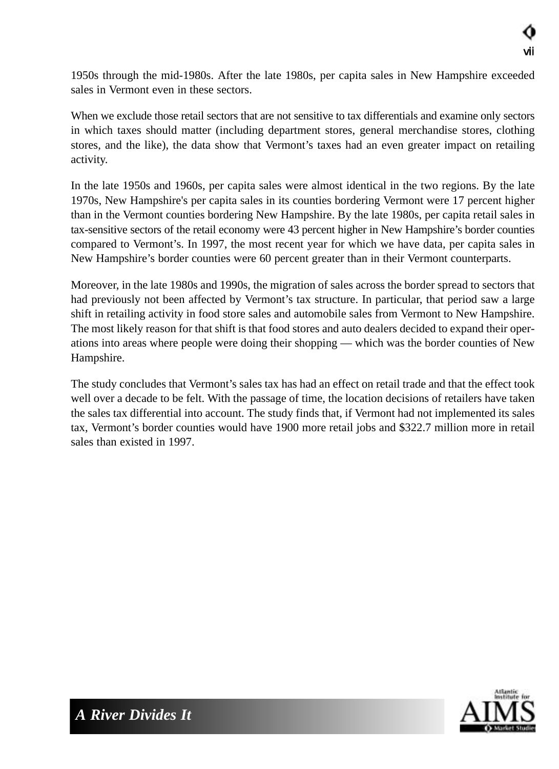1950s through the mid-1980s. After the late 1980s, per capita sales in New Hampshire exceeded sales in Vermont even in these sectors.

When we exclude those retail sectors that are not sensitive to tax differentials and examine only sectors in which taxes should matter (including department stores, general merchandise stores, clothing stores, and the like), the data show that Vermont's taxes had an even greater impact on retailing activity.

In the late 1950s and 1960s, per capita sales were almost identical in the two regions. By the late 1970s, New Hampshire's per capita sales in its counties bordering Vermont were 17 percent higher than in the Vermont counties bordering New Hampshire. By the late 1980s, per capita retail sales in tax-sensitive sectors of the retail economy were 43 percent higher in New Hampshire's border counties compared to Vermont's. In 1997, the most recent year for which we have data, per capita sales in New Hampshire's border counties were 60 percent greater than in their Vermont counterparts.

Moreover, in the late 1980s and 1990s, the migration of sales across the border spread to sectors that had previously not been affected by Vermont's tax structure. In particular, that period saw a large shift in retailing activity in food store sales and automobile sales from Vermont to New Hampshire. The most likely reason for that shift is that food stores and auto dealers decided to expand their operations into areas where people were doing their shopping — which was the border counties of New Hampshire.

The study concludes that Vermont's sales tax has had an effect on retail trade and that the effect took well over a decade to be felt. With the passage of time, the location decisions of retailers have taken the sales tax differential into account. The study finds that, if Vermont had not implemented its sales tax, Vermont's border counties would have 1900 more retail jobs and $322.7 million more in retail sales than existed in 1997.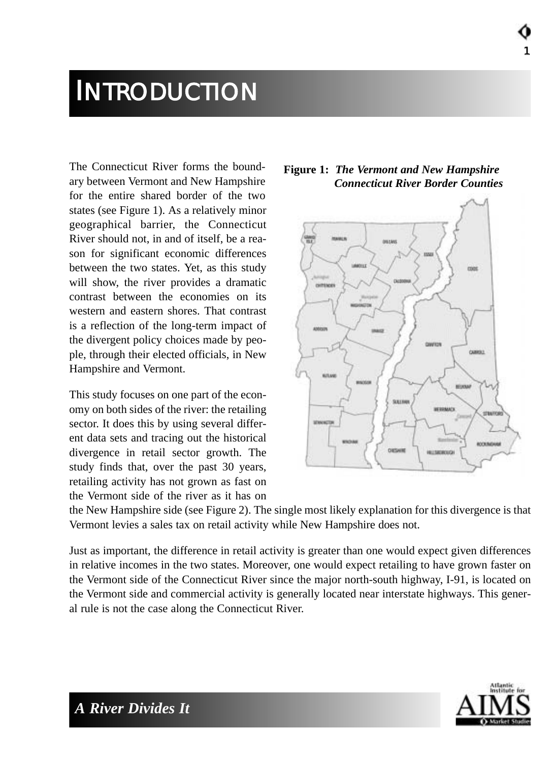# INTRODUCTION

The Connecticut River forms the boundary between Vermont and New Hampshire for the entire shared border of the two states (see Figure 1). As a relatively minor geographical barrier, the Connecticut River should not, in and of itself, be a reason for significant economic differences between the two states. Yet, as this study will show, the river provides a dramatic contrast between the economies on its western and eastern shores. That contrast is a reflection of the long-term impact of the divergent policy choices made by people, through their elected officials, in New Hampshire and Vermont.

**Figure 1:** ***The Vermont and New Hampshire Connecticut River Border Counties***

This study focuses on one part of the economy on both sides of the river: the retailing sector. It does this by using several different data sets and tracing out the historical divergence in retail sector growth. The study finds that, over the past 30 years, retailing activity has not grown as fast on the Vermont side of the river as it has on the New Hampshire side (see Figure 2). The single most likely explanation for this divergence is that Vermont levies a sales tax on retail activity while New Hampshire does not.

Just as important, the difference in retail activity is greater than one would expect given differences in relative incomes in the two states. Moreover, one would expect retailing to have grown faster on the Vermont side of the Connecticut River since the major north-south highway, I-91, is located on the Vermont side and commercial activity is generally located near interstate highways. This general rule is not the case along the Connecticut River.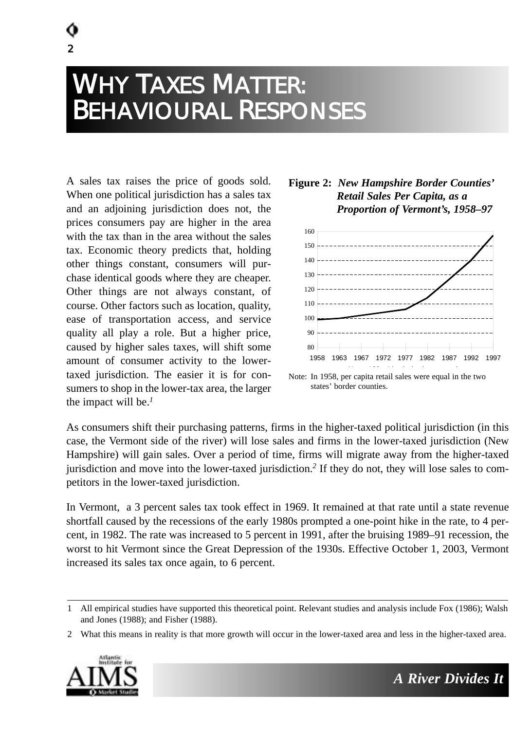# WHY TAXES MATTER: BEHAVIOURAL RESPONSES

A sales tax raises the price of goods sold. When one political jurisdiction has a sales tax and an adjoining jurisdiction does not, the prices consumers pay are higher in the area with the tax than in the area without the sales tax. Economic theory predicts that, holding other things constant, consumers will purchase identical goods where they are cheaper. Other things are not always constant, of course. Other factors such as location, quality, ease of transportation access, and service quality all play a role. But a higher price, caused by higher sales taxes, will shift some amount of consumer activity to the lower-taxed jurisdiction. The easier it is for consumers to shop in the lower-tax area, the larger the impact will be.[1]

**Figure 2:** ***New Hampshire Border Counties' Retail Sales Per Capita, as a Proportion of Vermont's, 1958–97***

Note: In 1958, per capita retail sales were equal in the two states' border counties.

As consumers shift their purchasing patterns, firms in the higher-taxed political jurisdiction (in this case, the Vermont side of the river) will lose sales and firms in the lower-taxed jurisdiction (New Hampshire) will gain sales. Over a period of time, firms will migrate away from the higher-taxed jurisdiction and move into the lower-taxed jurisdiction.[2] If they do not, they will lose sales to competitors in the lower-taxed jurisdiction.

In Vermont, a 3 percent sales tax took effect in 1969. It remained at that rate until a state revenue shortfall caused by the recessions of the early 1980s prompted a one-point hike in the rate, to 4 percent, in 1982. The rate was increased to 5 percent in 1991, after the bruising 1989–91 recession, the worst to hit Vermont since the Great Depression of the 1930s. Effective October 1, 2003, Vermont increased its sales tax once again, to 6 percent.

---

1 All empirical studies have supported this theoretical point. Relevant studies and analysis include Fox (1986); Walsh and Jones (1988); and Fisher (1988).

2 What this means in reality is that more growth will occur in the lower-taxed area and less in the higher-taxed area.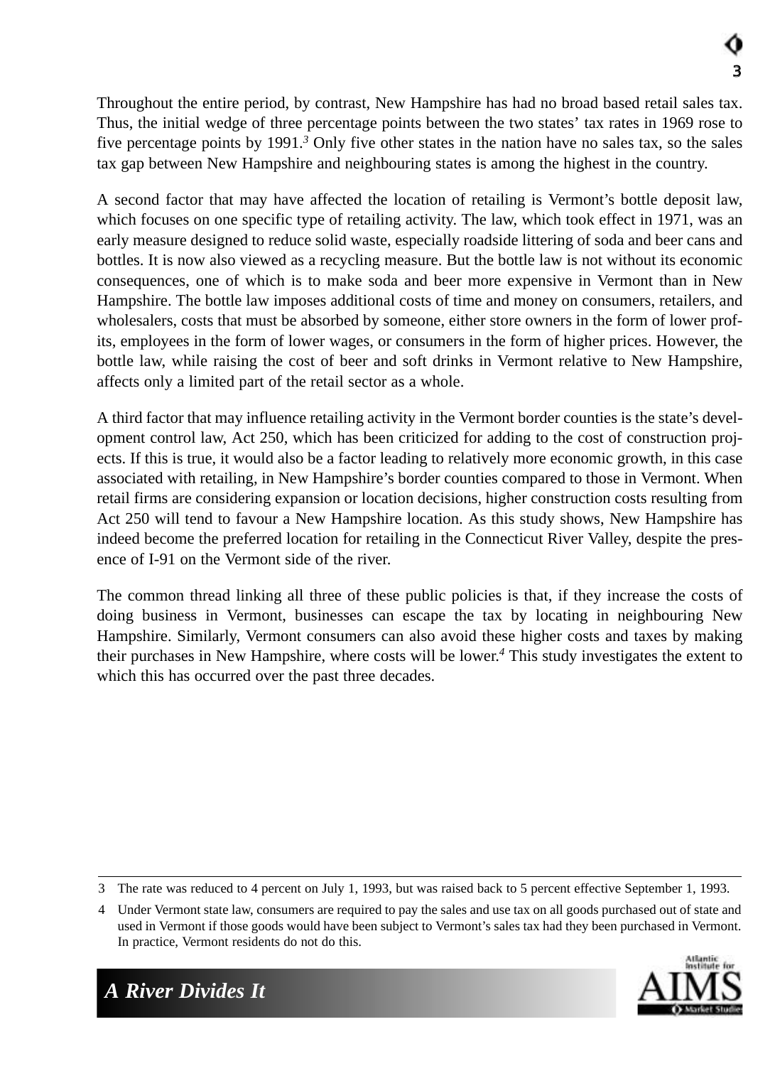Throughout the entire period, by contrast, New Hampshire has had no broad based retail sales tax. Thus, the initial wedge of three percentage points between the two states' tax rates in 1969 rose to five percentage points by 1991.[3] Only five other states in the nation have no sales tax, so the sales tax gap between New Hampshire and neighbouring states is among the highest in the country.

A second factor that may have affected the location of retailing is Vermont's bottle deposit law, which focuses on one specific type of retailing activity. The law, which took effect in 1971, was an early measure designed to reduce solid waste, especially roadside littering of soda and beer cans and bottles. It is now also viewed as a recycling measure. But the bottle law is not without its economic consequences, one of which is to make soda and beer more expensive in Vermont than in New Hampshire. The bottle law imposes additional costs of time and money on consumers, retailers, and wholesalers, costs that must be absorbed by someone, either store owners in the form of lower profits, employees in the form of lower wages, or consumers in the form of higher prices. However, the bottle law, while raising the cost of beer and soft drinks in Vermont relative to New Hampshire, affects only a limited part of the retail sector as a whole.

A third factor that may influence retailing activity in the Vermont border counties is the state's development control law, Act 250, which has been criticized for adding to the cost of construction projects. If this is true, it would also be a factor leading to relatively more economic growth, in this case associated with retailing, in New Hampshire's border counties compared to those in Vermont. When retail firms are considering expansion or location decisions, higher construction costs resulting from Act 250 will tend to favour a New Hampshire location. As this study shows, New Hampshire has indeed become the preferred location for retailing in the Connecticut River Valley, despite the presence of I-91 on the Vermont side of the river.

The common thread linking all three of these public policies is that, if they increase the costs of doing business in Vermont, businesses can escape the tax by locating in neighbouring New Hampshire. Similarly, Vermont consumers can also avoid these higher costs and taxes by making their purchases in New Hampshire, where costs will be lower.[4] This study investigates the extent to which this has occurred over the past three decades.

---

3 The rate was reduced to 4 percent on July 1, 1993, but was raised back to 5 percent effective September 1, 1993.

4 Under Vermont state law, consumers are required to pay the sales and use tax on all goods purchased out of state and used in Vermont if those goods would have been subject to Vermont's sales tax had they been purchased in Vermont. In practice, Vermont residents do not do this.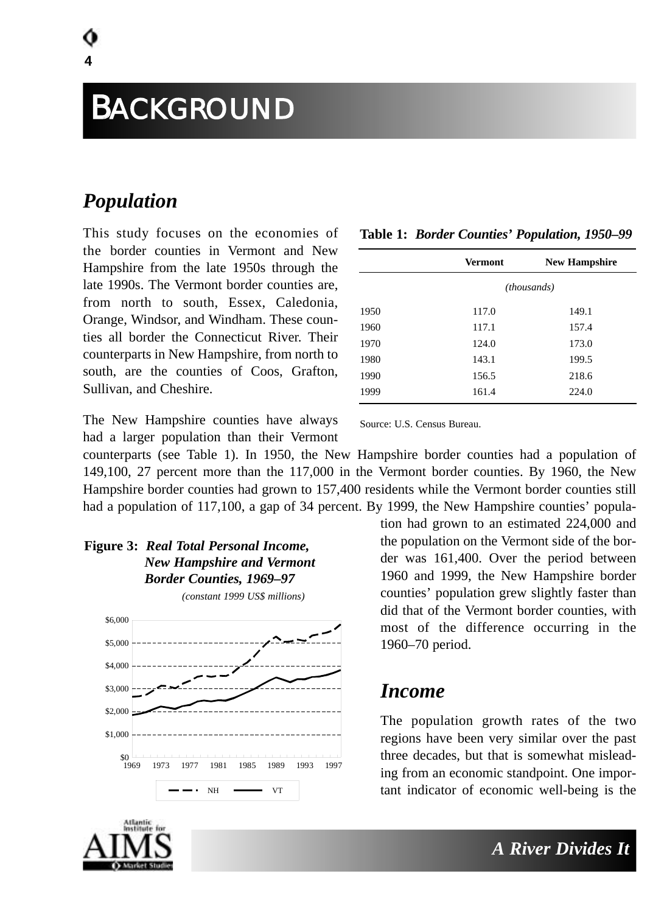# BACKGROUND

## *Population*

This study focuses on the economies of the border counties in Vermont and New Hampshire from the late 1950s through the late 1990s. The Vermont border counties are, from north to south, Essex, Caledonia, Orange, Windsor, and Windham. These counties all border the Connecticut River. Their counterparts in New Hampshire, from north to south, are the counties of Coos, Grafton, Sullivan, and Cheshire.

**Table 1:** ***Border Counties' Population, 1950–99***

| | Vermont | New Hampshire |
|---|---|---|
| | *(thousands)* | |
| 1950 | 117.0 | 149.1 |
| 1960 | 117.1 | 157.4 |
| 1970 | 124.0 | 173.0 |
| 1980 | 143.1 | 199.5 |
| 1990 | 156.5 | 218.6 |
| 1999 | 161.4 | 224.0 |

Source: U.S. Census Bureau.

The New Hampshire counties have always had a larger population than their Vermont counterparts (see Table 1). In 1950, the New Hampshire border counties had a population of 149,100, 27 percent more than the 117,000 in the Vermont border counties. By 1960, the New Hampshire border counties had grown to 157,400 residents while the Vermont border counties still had a population of 117,100, a gap of 34 percent. By 1999, the New Hampshire counties' population had grown to an estimated 224,000 and the population on the Vermont side of the border was 161,400. Over the period between 1960 and 1999, the New Hampshire border counties' population grew slightly faster than did that of the Vermont border counties, with most of the difference occurring in the 1960–70 period.

**Figure 3:** ***Real Total Personal Income, New Hampshire and Vermont Border Counties, 1969–97***

*(constant 1999 US$ millions)*

## *Income*

The population growth rates of the two regions have been very similar over the past three decades, but that is somewhat misleading from an economic standpoint. One important indicator of economic well-being is the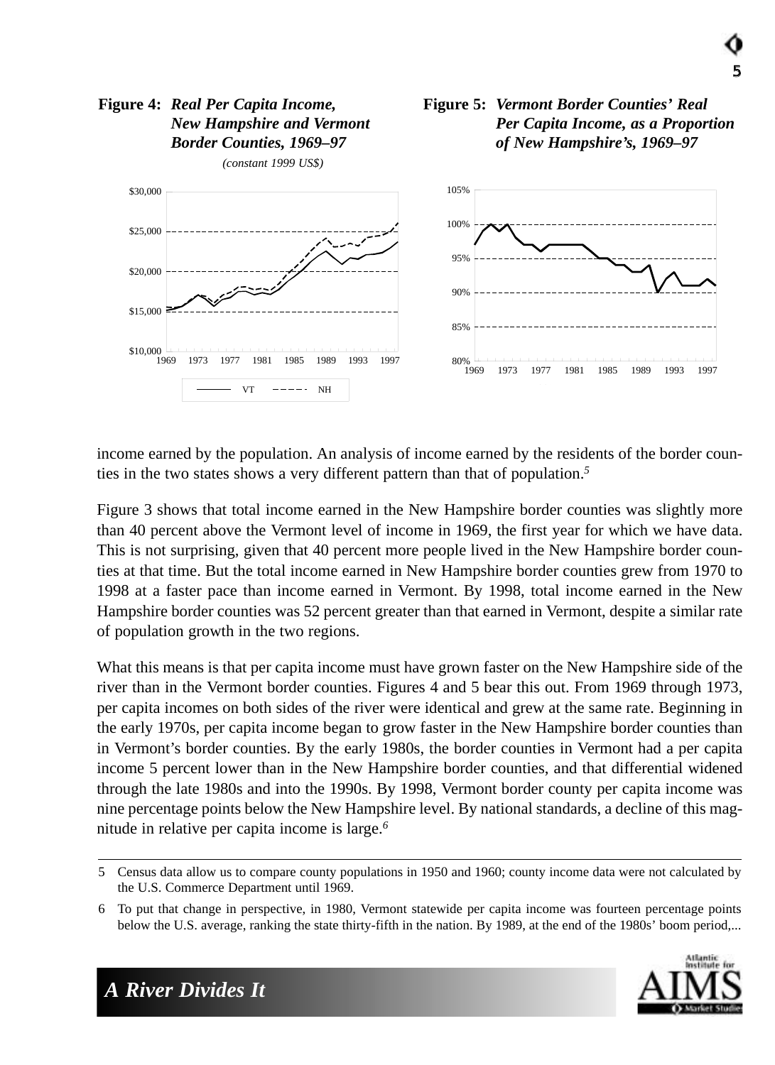**Figure 4: *Real Per Capita Income, New Hampshire and Vermont Border Counties, 1969–97***

*(constant 1999 US$)*

**Figure 5: *Vermont Border Counties' Real Per Capita Income, as a Proportion of New Hampshire's, 1969–97***

income earned by the population. An analysis of income earned by the residents of the border counties in the two states shows a very different pattern than that of population.[5]

Figure 3 shows that total income earned in the New Hampshire border counties was slightly more than 40 percent above the Vermont level of income in 1969, the first year for which we have data. This is not surprising, given that 40 percent more people lived in the New Hampshire border counties at that time. But the total income earned in New Hampshire border counties grew from 1970 to 1998 at a faster pace than income earned in Vermont. By 1998, total income earned in the New Hampshire border counties was 52 percent greater than that earned in Vermont, despite a similar rate of population growth in the two regions.

What this means is that per capita income must have grown faster on the New Hampshire side of the river than in the Vermont border counties. Figures 4 and 5 bear this out. From 1969 through 1973, per capita incomes on both sides of the river were identical and grew at the same rate. Beginning in the early 1970s, per capita income began to grow faster in the New Hampshire border counties than in Vermont's border counties. By the early 1980s, the border counties in Vermont had a per capita income 5 percent lower than in the New Hampshire border counties, and that differential widened through the late 1980s and into the 1990s. By 1998, Vermont border county per capita income was nine percentage points below the New Hampshire level. By national standards, a decline of this magnitude in relative per capita income is large.[6]

---

5 Census data allow us to compare county populations in 1950 and 1960; county income data were not calculated by the U.S. Commerce Department until 1969.

6 To put that change in perspective, in 1980, Vermont statewide per capita income was fourteen percentage points below the U.S. average, ranking the state thirty-fifth in the nation. By 1989, at the end of the 1980s' boom period,...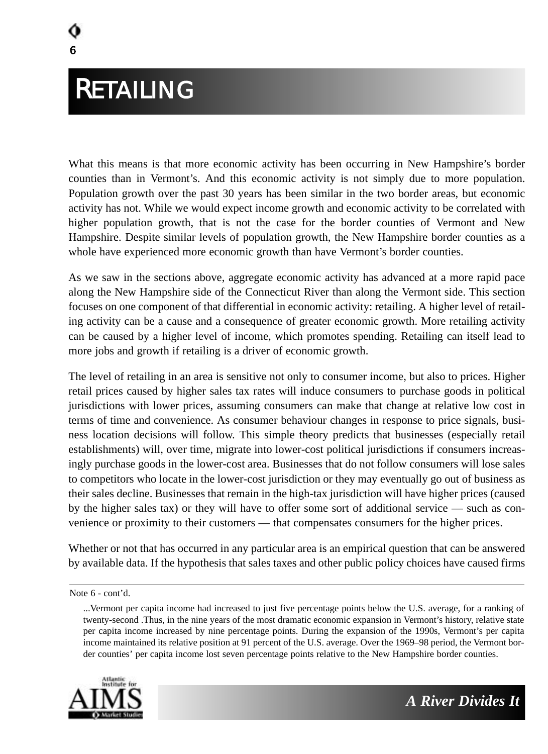# RETAILING

What this means is that more economic activity has been occurring in New Hampshire's border counties than in Vermont's. And this economic activity is not simply due to more population. Population growth over the past 30 years has been similar in the two border areas, but economic activity has not. While we would expect income growth and economic activity to be correlated with higher population growth, that is not the case for the border counties of Vermont and New Hampshire. Despite similar levels of population growth, the New Hampshire border counties as a whole have experienced more economic growth than have Vermont's border counties.

As we saw in the sections above, aggregate economic activity has advanced at a more rapid pace along the New Hampshire side of the Connecticut River than along the Vermont side. This section focuses on one component of that differential in economic activity: retailing. A higher level of retailing activity can be a cause and a consequence of greater economic growth. More retailing activity can be caused by a higher level of income, which promotes spending. Retailing can itself lead to more jobs and growth if retailing is a driver of economic growth.

The level of retailing in an area is sensitive not only to consumer income, but also to prices. Higher retail prices caused by higher sales tax rates will induce consumers to purchase goods in political jurisdictions with lower prices, assuming consumers can make that change at relative low cost in terms of time and convenience. As consumer behaviour changes in response to price signals, business location decisions will follow. This simple theory predicts that businesses (especially retail establishments) will, over time, migrate into lower-cost political jurisdictions if consumers increasingly purchase goods in the lower-cost area. Businesses that do not follow consumers will lose sales to competitors who locate in the lower-cost jurisdiction or they may eventually go out of business as their sales decline. Businesses that remain in the high-tax jurisdiction will have higher prices (caused by the higher sales tax) or they will have to offer some sort of additional service — such as convenience or proximity to their customers — that compensates consumers for the higher prices.

Whether or not that has occurred in any particular area is an empirical question that can be answered by available data. If the hypothesis that sales taxes and other public policy choices have caused firms

---

Note 6 - cont'd.

...Vermont per capita income had increased to just five percentage points below the U.S. average, for a ranking of twenty-second .Thus, in the nine years of the most dramatic economic expansion in Vermont's history, relative state per capita income increased by nine percentage points. During the expansion of the 1990s, Vermont's per capita income maintained its relative position at 91 percent of the U.S. average. Over the 1969–98 period, the Vermont border counties' per capita income lost seven percentage points relative to the New Hampshire border counties.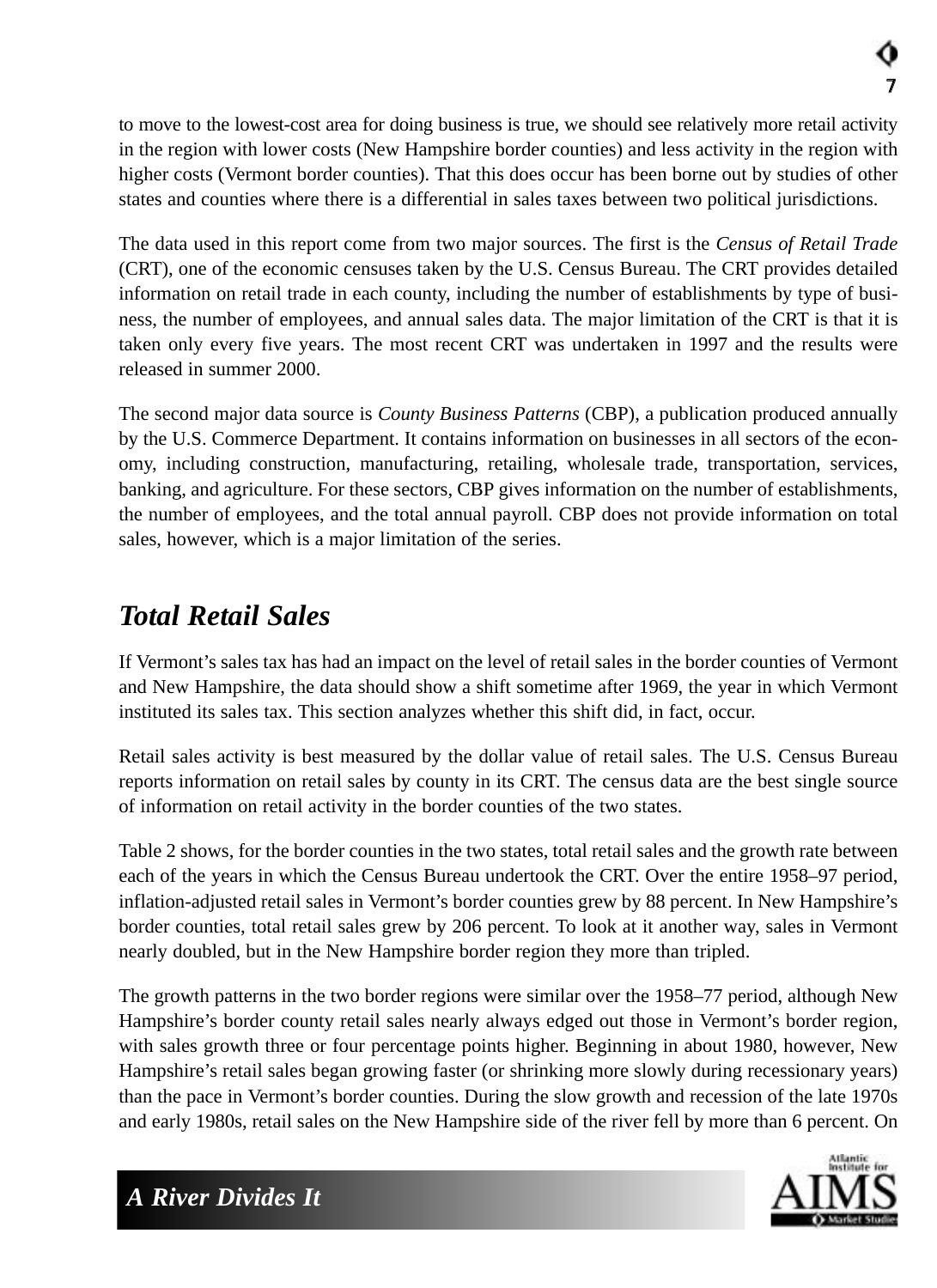to move to the lowest-cost area for doing business is true, we should see relatively more retail activity in the region with lower costs (New Hampshire border counties) and less activity in the region with higher costs (Vermont border counties). That this does occur has been borne out by studies of other states and counties where there is a differential in sales taxes between two political jurisdictions.

The data used in this report come from two major sources. The first is the *Census of Retail Trade* (CRT), one of the economic censuses taken by the U.S. Census Bureau. The CRT provides detailed information on retail trade in each county, including the number of establishments by type of business, the number of employees, and annual sales data. The major limitation of the CRT is that it is taken only every five years. The most recent CRT was undertaken in 1997 and the results were released in summer 2000.

The second major data source is *County Business Patterns* (CBP), a publication produced annually by the U.S. Commerce Department. It contains information on businesses in all sectors of the economy, including construction, manufacturing, retailing, wholesale trade, transportation, services, banking, and agriculture. For these sectors, CBP gives information on the number of establishments, the number of employees, and the total annual payroll. CBP does not provide information on total sales, however, which is a major limitation of the series.

## Total Retail Sales

If Vermont's sales tax has had an impact on the level of retail sales in the border counties of Vermont and New Hampshire, the data should show a shift sometime after 1969, the year in which Vermont instituted its sales tax. This section analyzes whether this shift did, in fact, occur.

Retail sales activity is best measured by the dollar value of retail sales. The U.S. Census Bureau reports information on retail sales by county in its CRT. The census data are the best single source of information on retail activity in the border counties of the two states.

Table 2 shows, for the border counties in the two states, total retail sales and the growth rate between each of the years in which the Census Bureau undertook the CRT. Over the entire 1958–97 period, inflation-adjusted retail sales in Vermont's border counties grew by 88 percent. In New Hampshire's border counties, total retail sales grew by 206 percent. To look at it another way, sales in Vermont nearly doubled, but in the New Hampshire border region they more than tripled.

The growth patterns in the two border regions were similar over the 1958–77 period, although New Hampshire's border county retail sales nearly always edged out those in Vermont's border region, with sales growth three or four percentage points higher. Beginning in about 1980, however, New Hampshire's retail sales began growing faster (or shrinking more slowly during recessionary years) than the pace in Vermont's border counties. During the slow growth and recession of the late 1970s and early 1980s, retail sales on the New Hampshire side of the river fell by more than 6 percent. On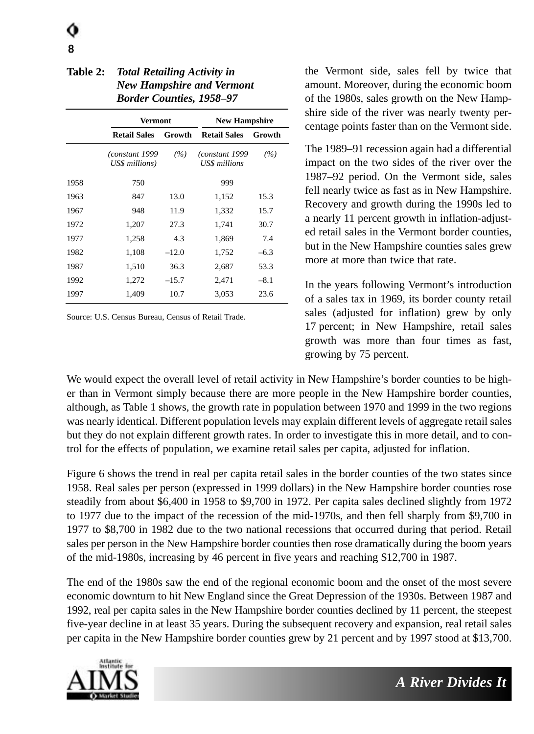**Table 2:** ***Total Retailing Activity in New Hampshire and Vermont Border Counties, 1958–97***

| | Vermont | | New Hampshire | |
|---|---|---|---|---|
| | **Retail Sales** | **Growth** | **Retail Sales** | **Growth** |
| | *(constant 1999 US$ millions)* | *(%)* | *(constant 1999 US$ millions* | *(%)* |
| 1958 | 750 | | 999 | |
| 1963 | 847 | 13.0 | 1,152 | 15.3 |
| 1967 | 948 | 11.9 | 1,332 | 15.7 |
| 1972 | 1,207 | 27.3 | 1,741 | 30.7 |
| 1977 | 1,258 | 4.3 | 1,869 | 7.4 |
| 1982 | 1,108 | –12.0 | 1,752 | –6.3 |
| 1987 | 1,510 | 36.3 | 2,687 | 53.3 |
| 1992 | 1,272 | –15.7 | 2,471 | –8.1 |
| 1997 | 1,409 | 10.7 | 3,053 | 23.6 |

Source: U.S. Census Bureau, Census of Retail Trade.

the Vermont side, sales fell by twice that amount. Moreover, during the economic boom of the 1980s, sales growth on the New Hampshire side of the river was nearly twenty percentage points faster than on the Vermont side.

The 1989–91 recession again had a differential impact on the two sides of the river over the 1987–92 period. On the Vermont side, sales fell nearly twice as fast as in New Hampshire. Recovery and growth during the 1990s led to a nearly 11 percent growth in inflation-adjusted retail sales in the Vermont border counties, but in the New Hampshire counties sales grew more at more than twice that rate.

In the years following Vermont's introduction of a sales tax in 1969, its border county retail sales (adjusted for inflation) grew by only 17 percent; in New Hampshire, retail sales growth was more than four times as fast, growing by 75 percent.

We would expect the overall level of retail activity in New Hampshire's border counties to be higher than in Vermont simply because there are more people in the New Hampshire border counties, although, as Table 1 shows, the growth rate in population between 1970 and 1999 in the two regions was nearly identical. Different population levels may explain different levels of aggregate retail sales but they do not explain different growth rates. In order to investigate this in more detail, and to control for the effects of population, we examine retail sales per capita, adjusted for inflation.

Figure 6 shows the trend in real per capita retail sales in the border counties of the two states since 1958. Real sales per person (expressed in 1999 dollars) in the New Hampshire border counties rose steadily from about $6,400 in 1958 to $9,700 in 1972. Per capita sales declined slightly from 1972 to 1977 due to the impact of the recession of the mid-1970s, and then fell sharply from $9,700 in 1977 to $8,700 in 1982 due to the two national recessions that occurred during that period. Retail sales per person in the New Hampshire border counties then rose dramatically during the boom years of the mid-1980s, increasing by 46 percent in five years and reaching $12,700 in 1987.

The end of the 1980s saw the end of the regional economic boom and the onset of the most severe economic downturn to hit New England since the Great Depression of the 1930s. Between 1987 and 1992, real per capita sales in the New Hampshire border counties declined by 11 percent, the steepest five-year decline in at least 35 years. During the subsequent recovery and expansion, real retail sales per capita in the New Hampshire border counties grew by 21 percent and by 1997 stood at $13,700.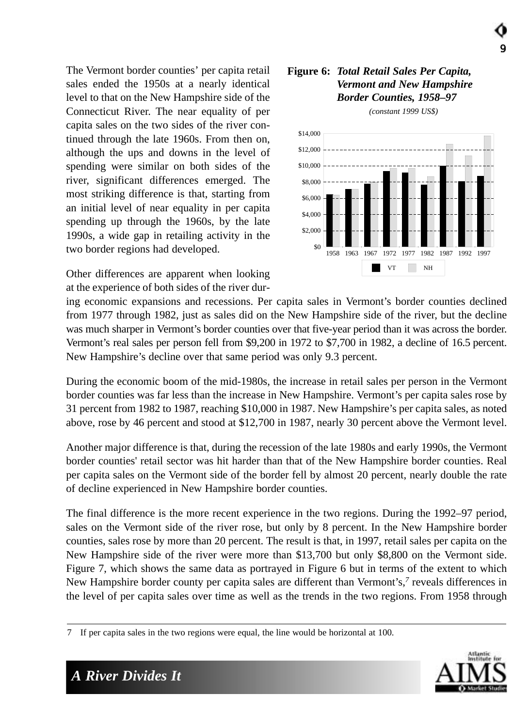The Vermont border counties' per capita retail sales ended the 1950s at a nearly identical level to that on the New Hampshire side of the Connecticut River. The near equality of per capita sales on the two sides of the river continued through the late 1960s. From then on, although the ups and downs in the level of spending were similar on both sides of the river, significant differences emerged. The most striking difference is that, starting from an initial level of near equality in per capita spending up through the 1960s, by the late 1990s, a wide gap in retailing activity in the two border regions had developed.

**Figure 6:** ***Total Retail Sales Per Capita, Vermont and New Hampshire Border Counties, 1958–97***

*(constant 1999 US$)*

Other differences are apparent when looking at the experience of both sides of the river during economic expansions and recessions. Per capita sales in Vermont's border counties declined from 1977 through 1982, just as sales did on the New Hampshire side of the river, but the decline was much sharper in Vermont's border counties over that five-year period than it was across the border. Vermont's real sales per person fell from $9,200 in 1972 to $7,700 in 1982, a decline of 16.5 percent. New Hampshire's decline over that same period was only 9.3 percent.

During the economic boom of the mid-1980s, the increase in retail sales per person in the Vermont border counties was far less than the increase in New Hampshire. Vermont's per capita sales rose by 31 percent from 1982 to 1987, reaching $10,000 in 1987. New Hampshire's per capita sales, as noted above, rose by 46 percent and stood at $12,700 in 1987, nearly 30 percent above the Vermont level.

Another major difference is that, during the recession of the late 1980s and early 1990s, the Vermont border counties' retail sector was hit harder than that of the New Hampshire border counties. Real per capita sales on the Vermont side of the border fell by almost 20 percent, nearly double the rate of decline experienced in New Hampshire border counties.

The final difference is the more recent experience in the two regions. During the 1992–97 period, sales on the Vermont side of the river rose, but only by 8 percent. In the New Hampshire border counties, sales rose by more than 20 percent. The result is that, in 1997, retail sales per capita on the New Hampshire side of the river were more than $13,700 but only $8,800 on the Vermont side. Figure 7, which shows the same data as portrayed in Figure 6 but in terms of the extent to which New Hampshire border county per capita sales are different than Vermont's,[7] reveals differences in the level of per capita sales over time as well as the trends in the two regions. From 1958 through

---

7 If per capita sales in the two regions were equal, the line would be horizontal at 100.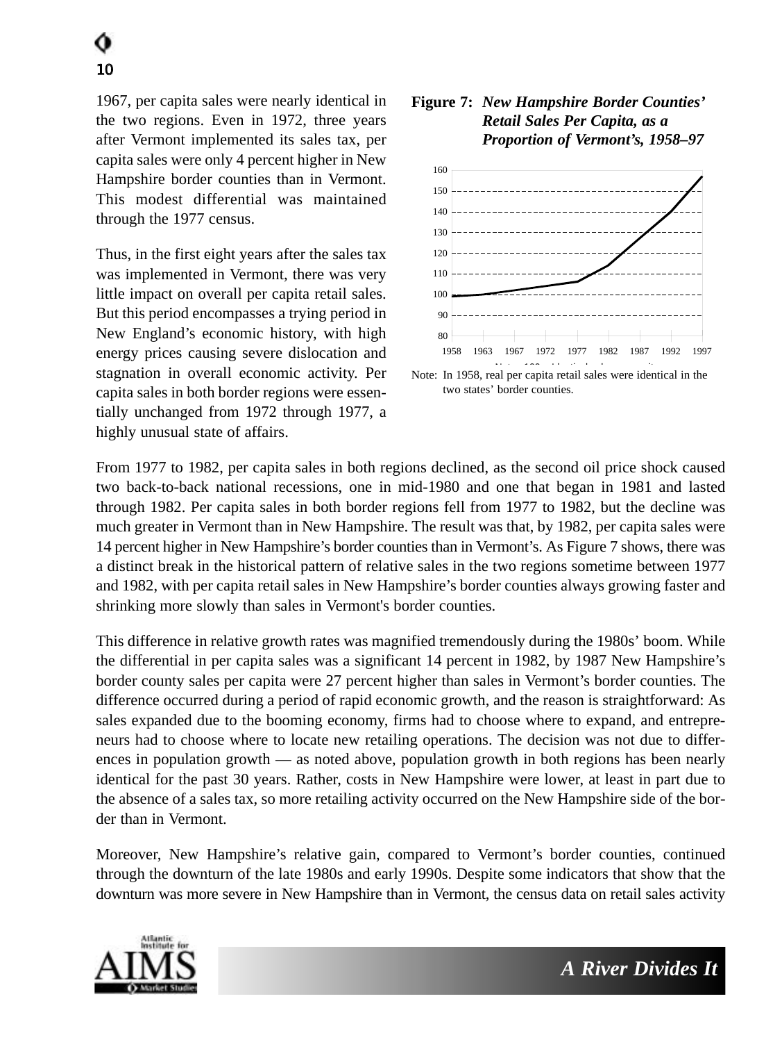1967, per capita sales were nearly identical in the two regions. Even in 1972, three years after Vermont implemented its sales tax, per capita sales were only 4 percent higher in New Hampshire border counties than in Vermont. This modest differential was maintained through the 1977 census.

Thus, in the first eight years after the sales tax was implemented in Vermont, there was very little impact on overall per capita retail sales. But this period encompasses a trying period in New England's economic history, with high energy prices causing severe dislocation and stagnation in overall economic activity. Per capita sales in both border regions were essentially unchanged from 1972 through 1977, a highly unusual state of affairs.

**Figure 7:** ***New Hampshire Border Counties' Retail Sales Per Capita, as a Proportion of Vermont's, 1958–97***

Note: In 1958, real per capita retail sales were identical in the two states' border counties.

From 1977 to 1982, per capita sales in both regions declined, as the second oil price shock caused two back-to-back national recessions, one in mid-1980 and one that began in 1981 and lasted through 1982. Per capita sales in both border regions fell from 1977 to 1982, but the decline was much greater in Vermont than in New Hampshire. The result was that, by 1982, per capita sales were 14 percent higher in New Hampshire's border counties than in Vermont's. As Figure 7 shows, there was a distinct break in the historical pattern of relative sales in the two regions sometime between 1977 and 1982, with per capita retail sales in New Hampshire's border counties always growing faster and shrinking more slowly than sales in Vermont's border counties.

This difference in relative growth rates was magnified tremendously during the 1980s' boom. While the differential in per capita sales was a significant 14 percent in 1982, by 1987 New Hampshire's border county sales per capita were 27 percent higher than sales in Vermont's border counties. The difference occurred during a period of rapid economic growth, and the reason is straightforward: As sales expanded due to the booming economy, firms had to choose where to expand, and entrepreneurs had to choose where to locate new retailing operations. The decision was not due to differences in population growth — as noted above, population growth in both regions has been nearly identical for the past 30 years. Rather, costs in New Hampshire were lower, at least in part due to the absence of a sales tax, so more retailing activity occurred on the New Hampshire side of the border than in Vermont.

Moreover, New Hampshire's relative gain, compared to Vermont's border counties, continued through the downturn of the late 1980s and early 1990s. Despite some indicators that show that the downturn was more severe in New Hampshire than in Vermont, the census data on retail sales activity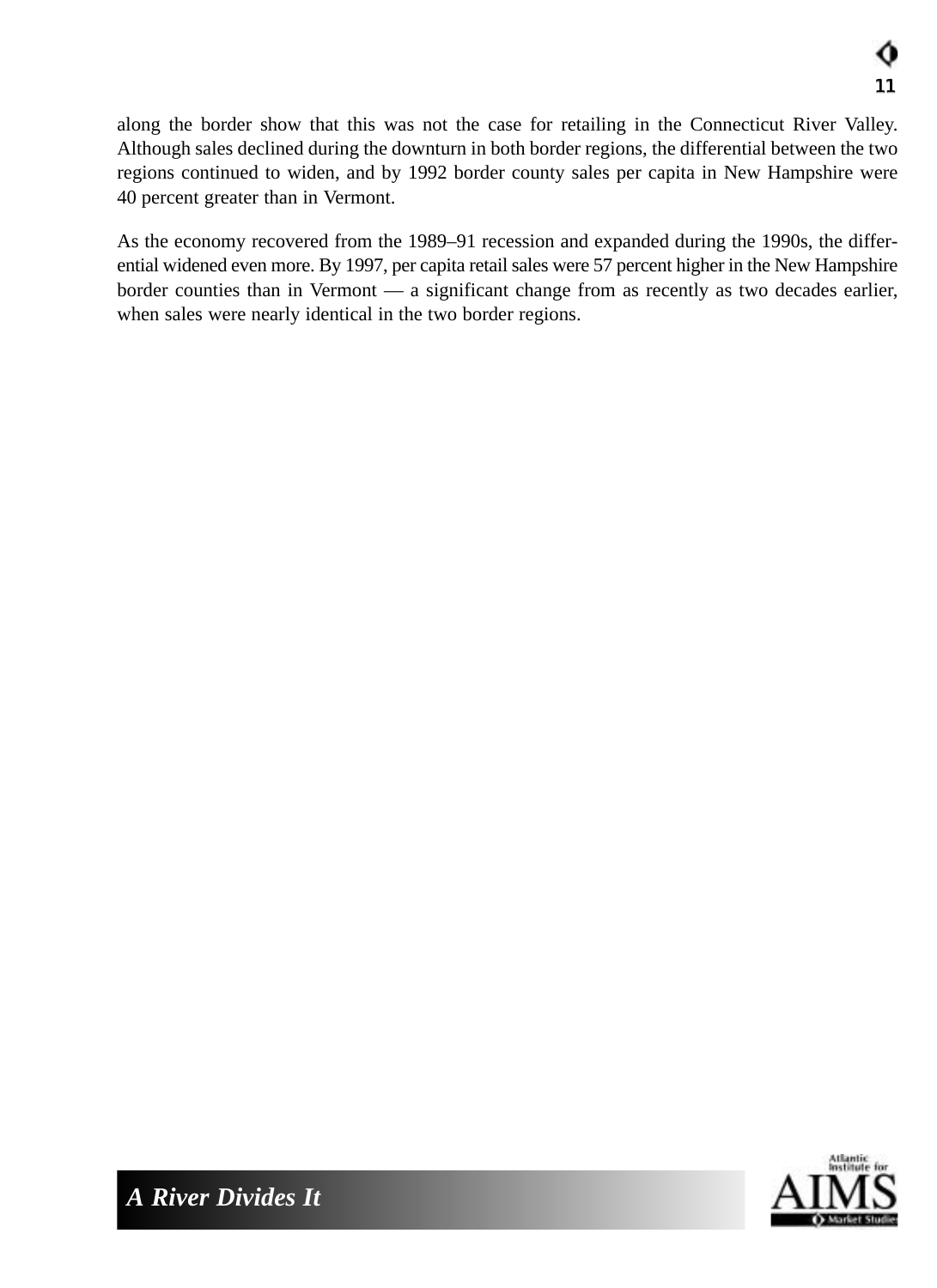along the border show that this was not the case for retailing in the Connecticut River Valley. Although sales declined during the downturn in both border regions, the differential between the two regions continued to widen, and by 1992 border county sales per capita in New Hampshire were 40 percent greater than in Vermont.

As the economy recovered from the 1989–91 recession and expanded during the 1990s, the differential widened even more. By 1997, per capita retail sales were 57 percent higher in the New Hampshire border counties than in Vermont — a significant change from as recently as two decades earlier, when sales were nearly identical in the two border regions.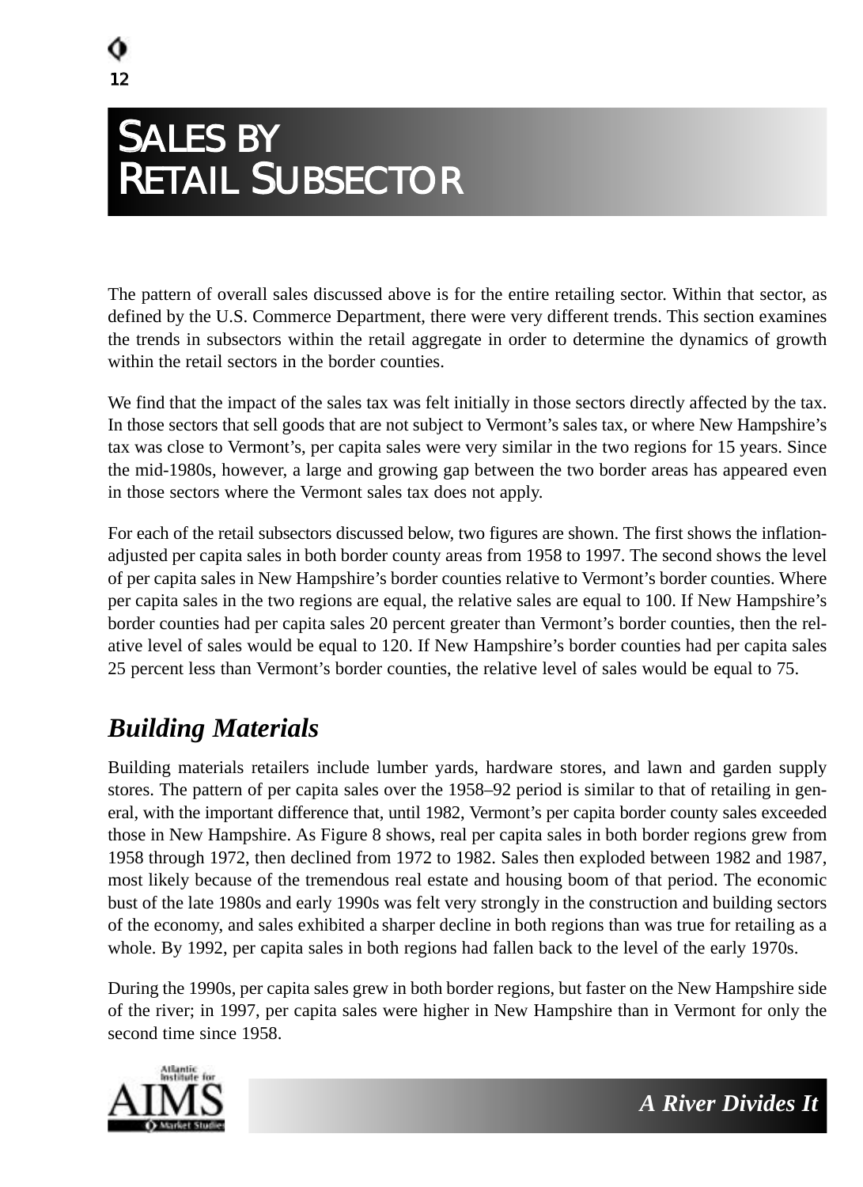# SALES BY RETAIL SUBSECTOR

The pattern of overall sales discussed above is for the entire retailing sector. Within that sector, as defined by the U.S. Commerce Department, there were very different trends. This section examines the trends in subsectors within the retail aggregate in order to determine the dynamics of growth within the retail sectors in the border counties.

We find that the impact of the sales tax was felt initially in those sectors directly affected by the tax. In those sectors that sell goods that are not subject to Vermont's sales tax, or where New Hampshire's tax was close to Vermont's, per capita sales were very similar in the two regions for 15 years. Since the mid-1980s, however, a large and growing gap between the two border areas has appeared even in those sectors where the Vermont sales tax does not apply.

For each of the retail subsectors discussed below, two figures are shown. The first shows the inflation-adjusted per capita sales in both border county areas from 1958 to 1997. The second shows the level of per capita sales in New Hampshire's border counties relative to Vermont's border counties. Where per capita sales in the two regions are equal, the relative sales are equal to 100. If New Hampshire's border counties had per capita sales 20 percent greater than Vermont's border counties, then the relative level of sales would be equal to 120. If New Hampshire's border counties had per capita sales 25 percent less than Vermont's border counties, the relative level of sales would be equal to 75.

## *Building Materials*

Building materials retailers include lumber yards, hardware stores, and lawn and garden supply stores. The pattern of per capita sales over the 1958–92 period is similar to that of retailing in general, with the important difference that, until 1982, Vermont's per capita border county sales exceeded those in New Hampshire. As Figure 8 shows, real per capita sales in both border regions grew from 1958 through 1972, then declined from 1972 to 1982. Sales then exploded between 1982 and 1987, most likely because of the tremendous real estate and housing boom of that period. The economic bust of the late 1980s and early 1990s was felt very strongly in the construction and building sectors of the economy, and sales exhibited a sharper decline in both regions than was true for retailing as a whole. By 1992, per capita sales in both regions had fallen back to the level of the early 1970s.

During the 1990s, per capita sales grew in both border regions, but faster on the New Hampshire side of the river; in 1997, per capita sales were higher in New Hampshire than in Vermont for only the second time since 1958.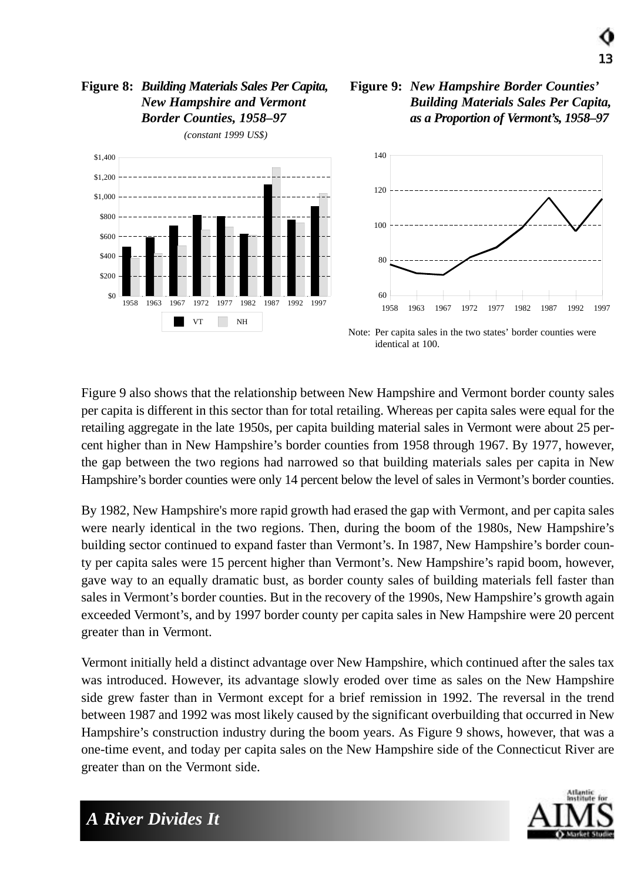**Figure 8:** ***Building Materials Sales Per Capita, New Hampshire and Vermont Border Counties, 1958–97***

*(constant 1999 US$)*

**Figure 9:** ***New Hampshire Border Counties' Building Materials Sales Per Capita, as a Proportion of Vermont's, 1958–97***

Note: Per capita sales in the two states' border counties were identical at 100.

Figure 9 also shows that the relationship between New Hampshire and Vermont border county sales per capita is different in this sector than for total retailing. Whereas per capita sales were equal for the retailing aggregate in the late 1950s, per capita building material sales in Vermont were about 25 percent higher than in New Hampshire's border counties from 1958 through 1967. By 1977, however, the gap between the two regions had narrowed so that building materials sales per capita in New Hampshire's border counties were only 14 percent below the level of sales in Vermont's border counties.

By 1982, New Hampshire's more rapid growth had erased the gap with Vermont, and per capita sales were nearly identical in the two regions. Then, during the boom of the 1980s, New Hampshire's building sector continued to expand faster than Vermont's. In 1987, New Hampshire's border county per capita sales were 15 percent higher than Vermont's. New Hampshire's rapid boom, however, gave way to an equally dramatic bust, as border county sales of building materials fell faster than sales in Vermont's border counties. But in the recovery of the 1990s, New Hampshire's growth again exceeded Vermont's, and by 1997 border county per capita sales in New Hampshire were 20 percent greater than in Vermont.

Vermont initially held a distinct advantage over New Hampshire, which continued after the sales tax was introduced. However, its advantage slowly eroded over time as sales on the New Hampshire side grew faster than in Vermont except for a brief remission in 1992. The reversal in the trend between 1987 and 1992 was most likely caused by the significant overbuilding that occurred in New Hampshire's construction industry during the boom years. As Figure 9 shows, however, that was a one-time event, and today per capita sales on the New Hampshire side of the Connecticut River are greater than on the Vermont side.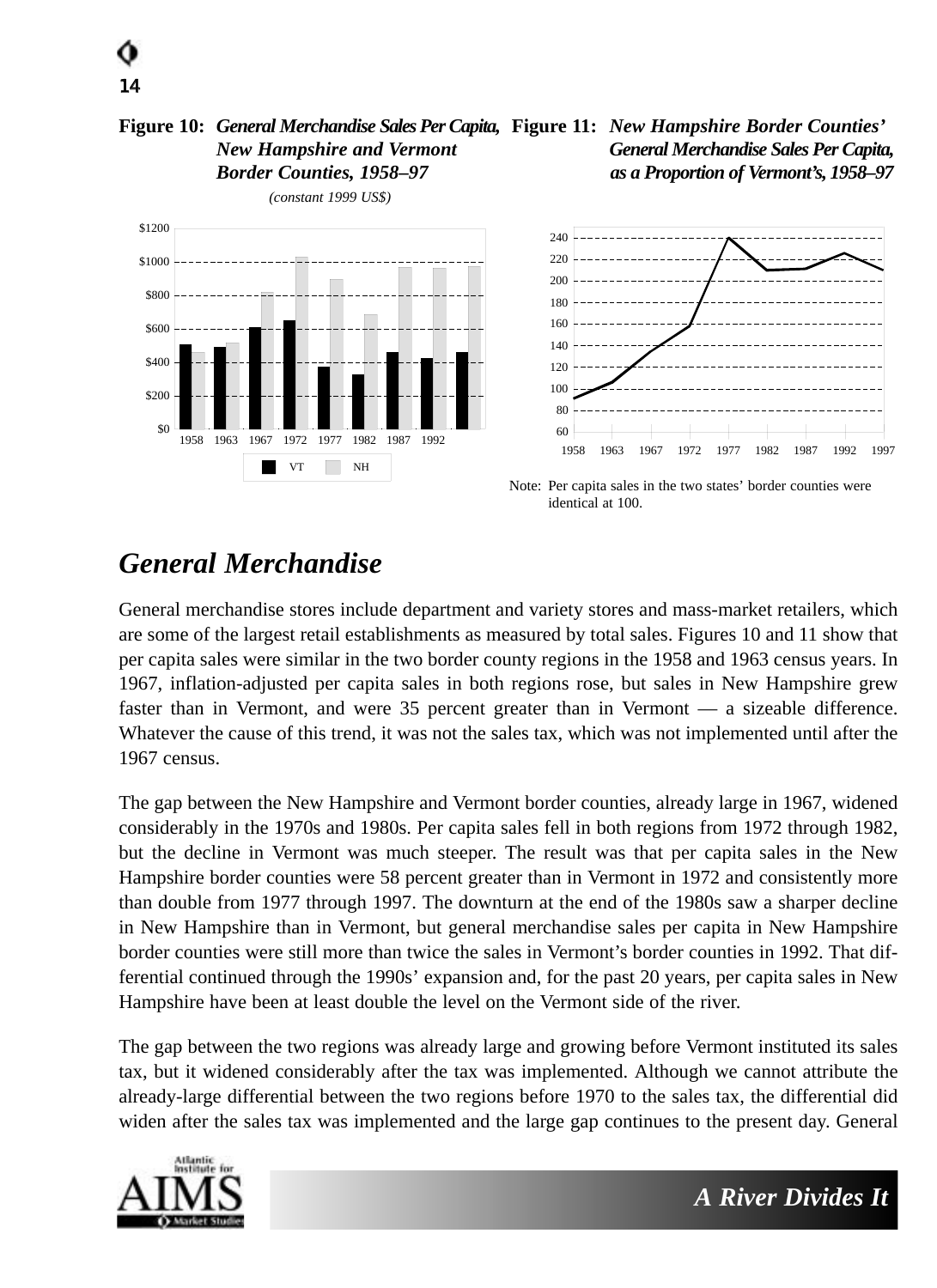**Figure 10:** ***General Merchandise Sales Per Capita, New Hampshire and Vermont Border Counties, 1958–97***

*(constant 1999 US$)*

**Figure 11:** ***New Hampshire Border Counties' General Merchandise Sales Per Capita, as a Proportion of Vermont's, 1958–97***

Note: Per capita sales in the two states' border counties were identical at 100.

## *General Merchandise*

General merchandise stores include department and variety stores and mass-market retailers, which are some of the largest retail establishments as measured by total sales. Figures 10 and 11 show that per capita sales were similar in the two border county regions in the 1958 and 1963 census years. In 1967, inflation-adjusted per capita sales in both regions rose, but sales in New Hampshire grew faster than in Vermont, and were 35 percent greater than in Vermont — a sizeable difference. Whatever the cause of this trend, it was not the sales tax, which was not implemented until after the 1967 census.

The gap between the New Hampshire and Vermont border counties, already large in 1967, widened considerably in the 1970s and 1980s. Per capita sales fell in both regions from 1972 through 1982, but the decline in Vermont was much steeper. The result was that per capita sales in the New Hampshire border counties were 58 percent greater than in Vermont in 1972 and consistently more than double from 1977 through 1997. The downturn at the end of the 1980s saw a sharper decline in New Hampshire than in Vermont, but general merchandise sales per capita in New Hampshire border counties were still more than twice the sales in Vermont's border counties in 1992. That differential continued through the 1990s' expansion and, for the past 20 years, per capita sales in New Hampshire have been at least double the level on the Vermont side of the river.

The gap between the two regions was already large and growing before Vermont instituted its sales tax, but it widened considerably after the tax was implemented. Although we cannot attribute the already-large differential between the two regions before 1970 to the sales tax, the differential did widen after the sales tax was implemented and the large gap continues to the present day. General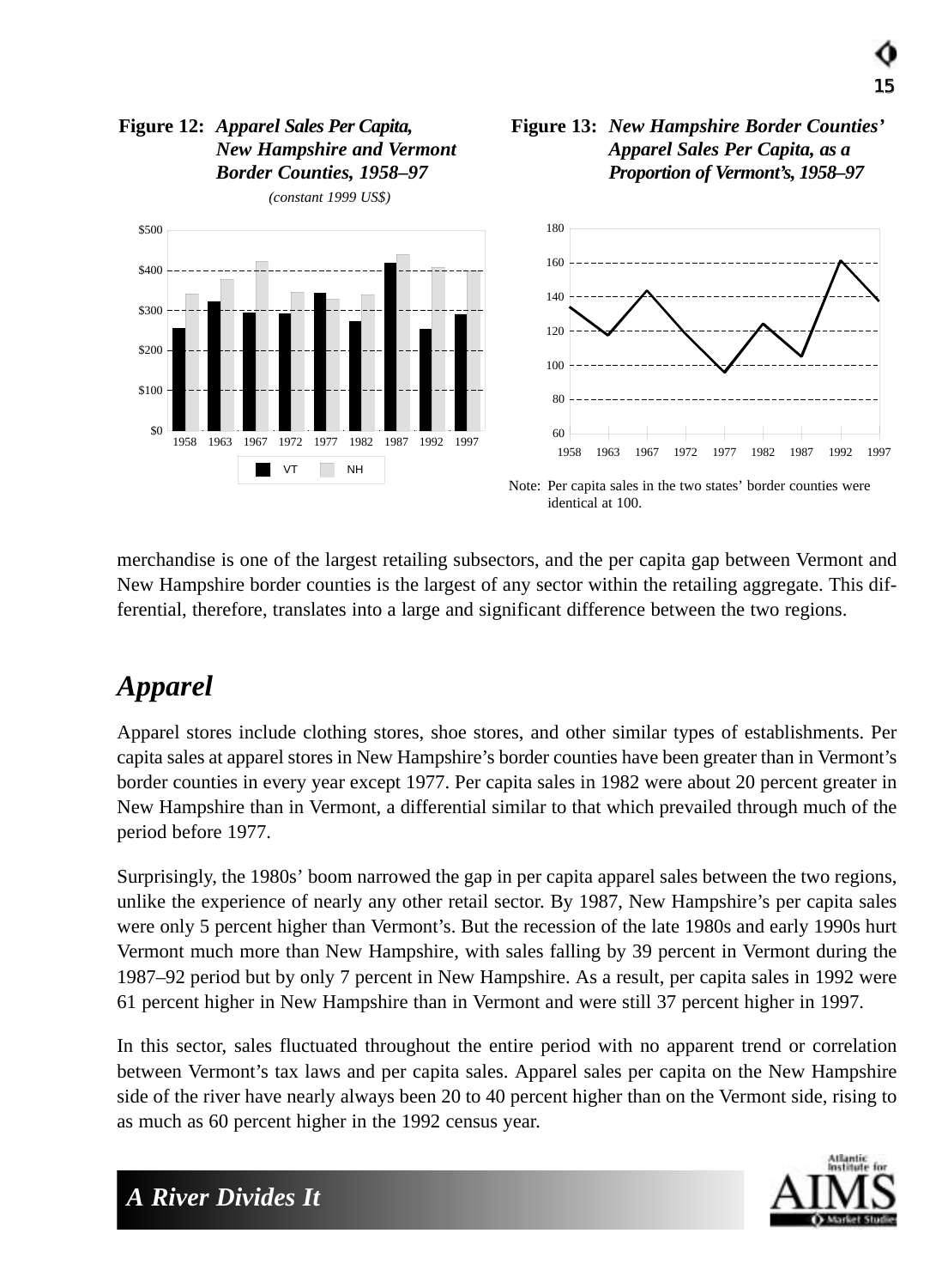**Figure 12:** ***Apparel Sales Per Capita, New Hampshire and Vermont Border Counties, 1958–97***

*(constant 1999 US$)*

**Figure 13:** ***New Hampshire Border Counties' Apparel Sales Per Capita, as a Proportion of Vermont's, 1958–97***

Note: Per capita sales in the two states' border counties were identical at 100.

merchandise is one of the largest retailing subsectors, and the per capita gap between Vermont and New Hampshire border counties is the largest of any sector within the retailing aggregate. This differential, therefore, translates into a large and significant difference between the two regions.

## *Apparel*

Apparel stores include clothing stores, shoe stores, and other similar types of establishments. Per capita sales at apparel stores in New Hampshire's border counties have been greater than in Vermont's border counties in every year except 1977. Per capita sales in 1982 were about 20 percent greater in New Hampshire than in Vermont, a differential similar to that which prevailed through much of the period before 1977.

Surprisingly, the 1980s' boom narrowed the gap in per capita apparel sales between the two regions, unlike the experience of nearly any other retail sector. By 1987, New Hampshire's per capita sales were only 5 percent higher than Vermont's. But the recession of the late 1980s and early 1990s hurt Vermont much more than New Hampshire, with sales falling by 39 percent in Vermont during the 1987–92 period but by only 7 percent in New Hampshire. As a result, per capita sales in 1992 were 61 percent higher in New Hampshire than in Vermont and were still 37 percent higher in 1997.

In this sector, sales fluctuated throughout the entire period with no apparent trend or correlation between Vermont's tax laws and per capita sales. Apparel sales per capita on the New Hampshire side of the river have nearly always been 20 to 40 percent higher than on the Vermont side, rising to as much as 60 percent higher in the 1992 census year.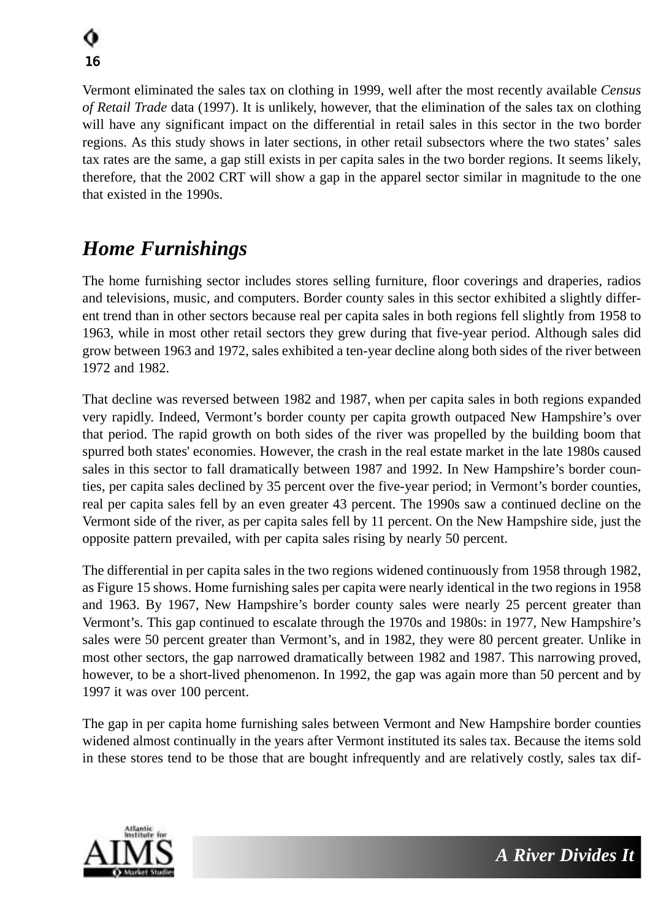Vermont eliminated the sales tax on clothing in 1999, well after the most recently available *Census of Retail Trade* data (1997). It is unlikely, however, that the elimination of the sales tax on clothing will have any significant impact on the differential in retail sales in this sector in the two border regions. As this study shows in later sections, in other retail subsectors where the two states' sales tax rates are the same, a gap still exists in per capita sales in the two border regions. It seems likely, therefore, that the 2002 CRT will show a gap in the apparel sector similar in magnitude to the one that existed in the 1990s.

## *Home Furnishings*

The home furnishing sector includes stores selling furniture, floor coverings and draperies, radios and televisions, music, and computers. Border county sales in this sector exhibited a slightly different trend than in other sectors because real per capita sales in both regions fell slightly from 1958 to 1963, while in most other retail sectors they grew during that five-year period. Although sales did grow between 1963 and 1972, sales exhibited a ten-year decline along both sides of the river between 1972 and 1982.

That decline was reversed between 1982 and 1987, when per capita sales in both regions expanded very rapidly. Indeed, Vermont's border county per capita growth outpaced New Hampshire's over that period. The rapid growth on both sides of the river was propelled by the building boom that spurred both states' economies. However, the crash in the real estate market in the late 1980s caused sales in this sector to fall dramatically between 1987 and 1992. In New Hampshire's border counties, per capita sales declined by 35 percent over the five-year period; in Vermont's border counties, real per capita sales fell by an even greater 43 percent. The 1990s saw a continued decline on the Vermont side of the river, as per capita sales fell by 11 percent. On the New Hampshire side, just the opposite pattern prevailed, with per capita sales rising by nearly 50 percent.

The differential in per capita sales in the two regions widened continuously from 1958 through 1982, as Figure 15 shows. Home furnishing sales per capita were nearly identical in the two regions in 1958 and 1963. By 1967, New Hampshire's border county sales were nearly 25 percent greater than Vermont's. This gap continued to escalate through the 1970s and 1980s: in 1977, New Hampshire's sales were 50 percent greater than Vermont's, and in 1982, they were 80 percent greater. Unlike in most other sectors, the gap narrowed dramatically between 1982 and 1987. This narrowing proved, however, to be a short-lived phenomenon. In 1992, the gap was again more than 50 percent and by 1997 it was over 100 percent.

The gap in per capita home furnishing sales between Vermont and New Hampshire border counties widened almost continually in the years after Vermont instituted its sales tax. Because the items sold in these stores tend to be those that are bought infrequently and are relatively costly, sales tax dif-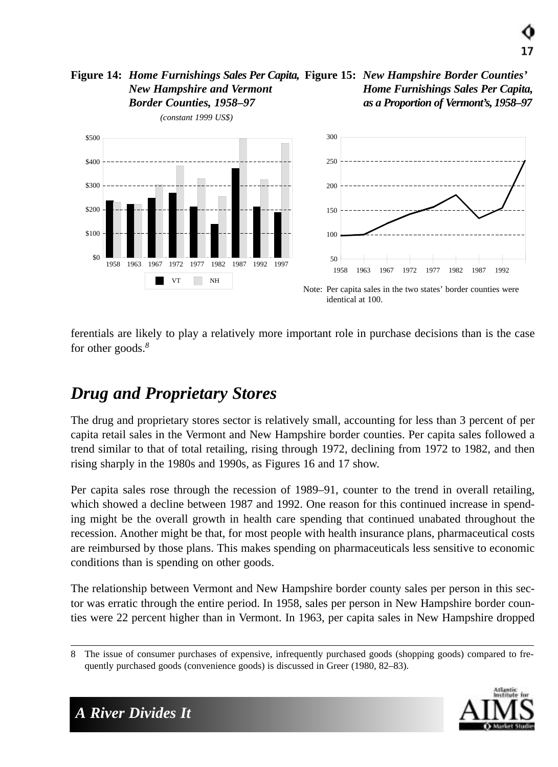**Figure 14:** ***Home Furnishings Sales Per Capita, New Hampshire and Vermont Border Counties, 1958–97***

*(constant 1999 US$)*

**Figure 15:** ***New Hampshire Border Counties' Home Furnishings Sales Per Capita, as a Proportion of Vermont's, 1958–97***

Note: Per capita sales in the two states' border counties were identical at 100.

ferentials are likely to play a relatively more important role in purchase decisions than is the case for other goods.[8]

## *Drug and Proprietary Stores*

The drug and proprietary stores sector is relatively small, accounting for less than 3 percent of per capita retail sales in the Vermont and New Hampshire border counties. Per capita sales followed a trend similar to that of total retailing, rising through 1972, declining from 1972 to 1982, and then rising sharply in the 1980s and 1990s, as Figures 16 and 17 show.

Per capita sales rose through the recession of 1989–91, counter to the trend in overall retailing, which showed a decline between 1987 and 1992. One reason for this continued increase in spending might be the overall growth in health care spending that continued unabated throughout the recession. Another might be that, for most people with health insurance plans, pharmaceutical costs are reimbursed by those plans. This makes spending on pharmaceuticals less sensitive to economic conditions than is spending on other goods.

The relationship between Vermont and New Hampshire border county sales per person in this sector was erratic through the entire period. In 1958, sales per person in New Hampshire border counties were 22 percent higher than in Vermont. In 1963, per capita sales in New Hampshire dropped

---

8 The issue of consumer purchases of expensive, infrequently purchased goods (shopping goods) compared to frequently purchased goods (convenience goods) is discussed in Greer (1980, 82–83).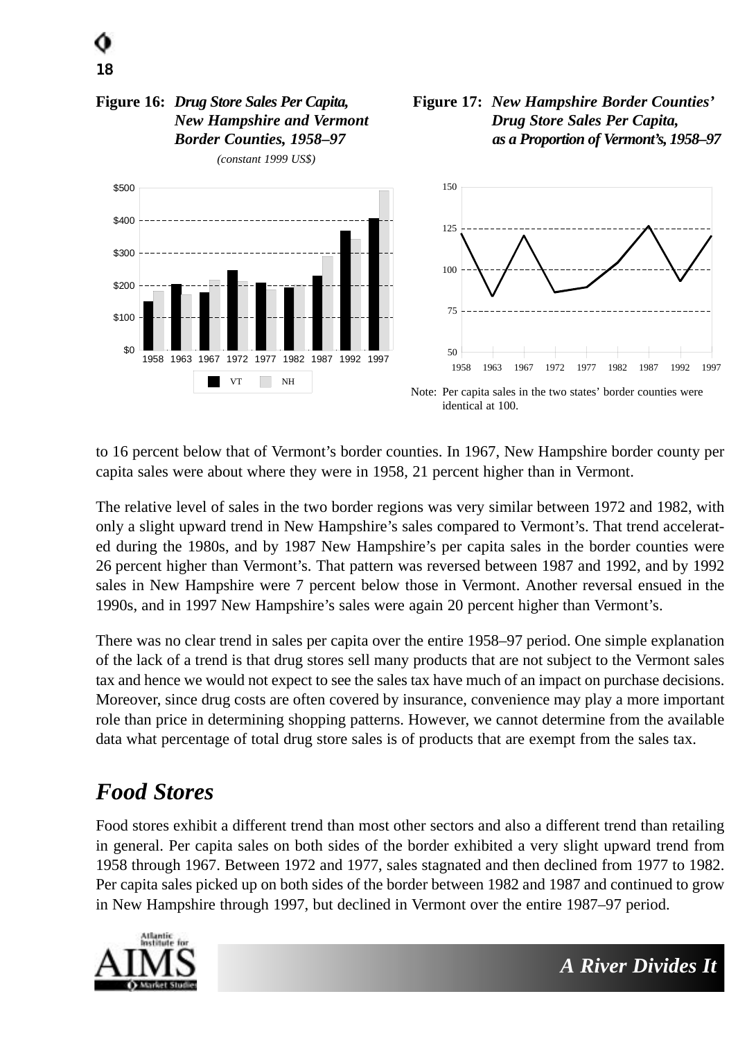**Figure 16:** ***Drug Store Sales Per Capita, New Hampshire and Vermont Border Counties, 1958–97***

*(constant 1999 US$)*

**Figure 17:** ***New Hampshire Border Counties' Drug Store Sales Per Capita, as a Proportion of Vermont's, 1958–97***

Note: Per capita sales in the two states' border counties were identical at 100.

to 16 percent below that of Vermont's border counties. In 1967, New Hampshire border county per capita sales were about where they were in 1958, 21 percent higher than in Vermont.

The relative level of sales in the two border regions was very similar between 1972 and 1982, with only a slight upward trend in New Hampshire's sales compared to Vermont's. That trend accelerated during the 1980s, and by 1987 New Hampshire's per capita sales in the border counties were 26 percent higher than Vermont's. That pattern was reversed between 1987 and 1992, and by 1992 sales in New Hampshire were 7 percent below those in Vermont. Another reversal ensued in the 1990s, and in 1997 New Hampshire's sales were again 20 percent higher than Vermont's.

There was no clear trend in sales per capita over the entire 1958–97 period. One simple explanation of the lack of a trend is that drug stores sell many products that are not subject to the Vermont sales tax and hence we would not expect to see the sales tax have much of an impact on purchase decisions. Moreover, since drug costs are often covered by insurance, convenience may play a more important role than price in determining shopping patterns. However, we cannot determine from the available data what percentage of total drug store sales is of products that are exempt from the sales tax.

## *Food Stores*

Food stores exhibit a different trend than most other sectors and also a different trend than retailing in general. Per capita sales on both sides of the border exhibited a very slight upward trend from 1958 through 1967. Between 1972 and 1977, sales stagnated and then declined from 1977 to 1982. Per capita sales picked up on both sides of the border between 1982 and 1987 and continued to grow in New Hampshire through 1997, but declined in Vermont over the entire 1987–97 period.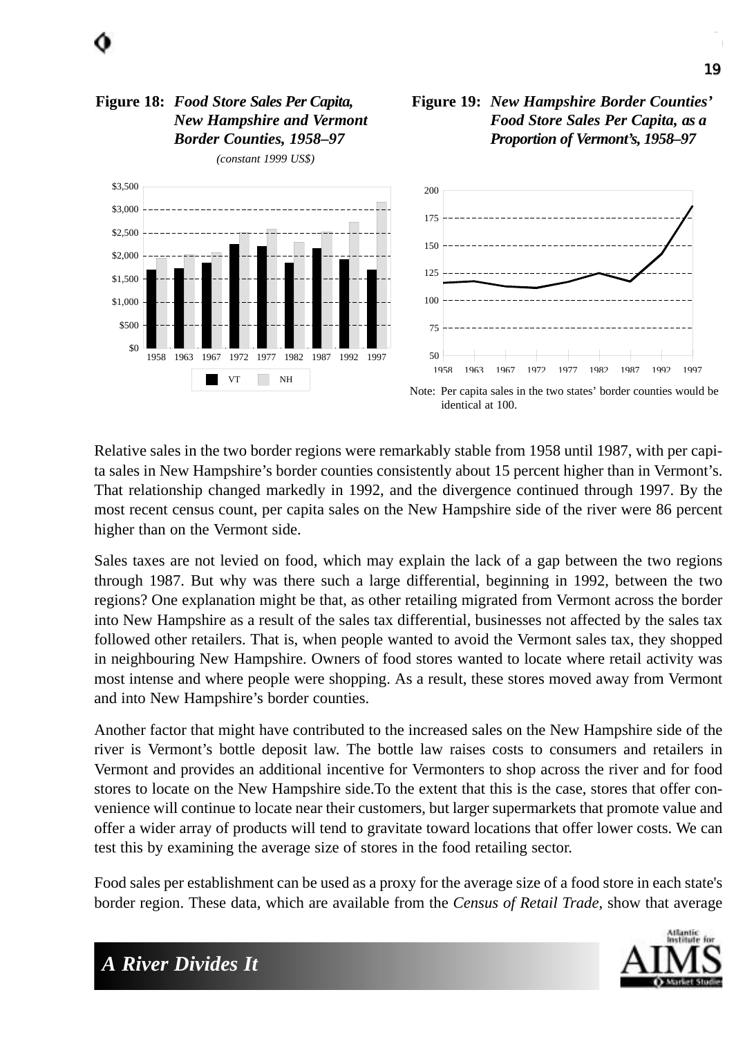**Figure 18:** ***Food Store Sales Per Capita, New Hampshire and Vermont Border Counties, 1958–97***

*(constant 1999 US$)*

**Figure 19:** ***New Hampshire Border Counties' Food Store Sales Per Capita, as a Proportion of Vermont's, 1958–97***

Note: Per capita sales in the two states' border counties would be identical at 100.

Relative sales in the two border regions were remarkably stable from 1958 until 1987, with per capita sales in New Hampshire's border counties consistently about 15 percent higher than in Vermont's. That relationship changed markedly in 1992, and the divergence continued through 1997. By the most recent census count, per capita sales on the New Hampshire side of the river were 86 percent higher than on the Vermont side.

Sales taxes are not levied on food, which may explain the lack of a gap between the two regions through 1987. But why was there such a large differential, beginning in 1992, between the two regions? One explanation might be that, as other retailing migrated from Vermont across the border into New Hampshire as a result of the sales tax differential, businesses not affected by the sales tax followed other retailers. That is, when people wanted to avoid the Vermont sales tax, they shopped in neighbouring New Hampshire. Owners of food stores wanted to locate where retail activity was most intense and where people were shopping. As a result, these stores moved away from Vermont and into New Hampshire's border counties.

Another factor that might have contributed to the increased sales on the New Hampshire side of the river is Vermont's bottle deposit law. The bottle law raises costs to consumers and retailers in Vermont and provides an additional incentive for Vermonters to shop across the river and for food stores to locate on the New Hampshire side.To the extent that this is the case, stores that offer convenience will continue to locate near their customers, but larger supermarkets that promote value and offer a wider array of products will tend to gravitate toward locations that offer lower costs. We can test this by examining the average size of stores in the food retailing sector.

Food sales per establishment can be used as a proxy for the average size of a food store in each state's border region. These data, which are available from the *Census of Retail Trade*, show that average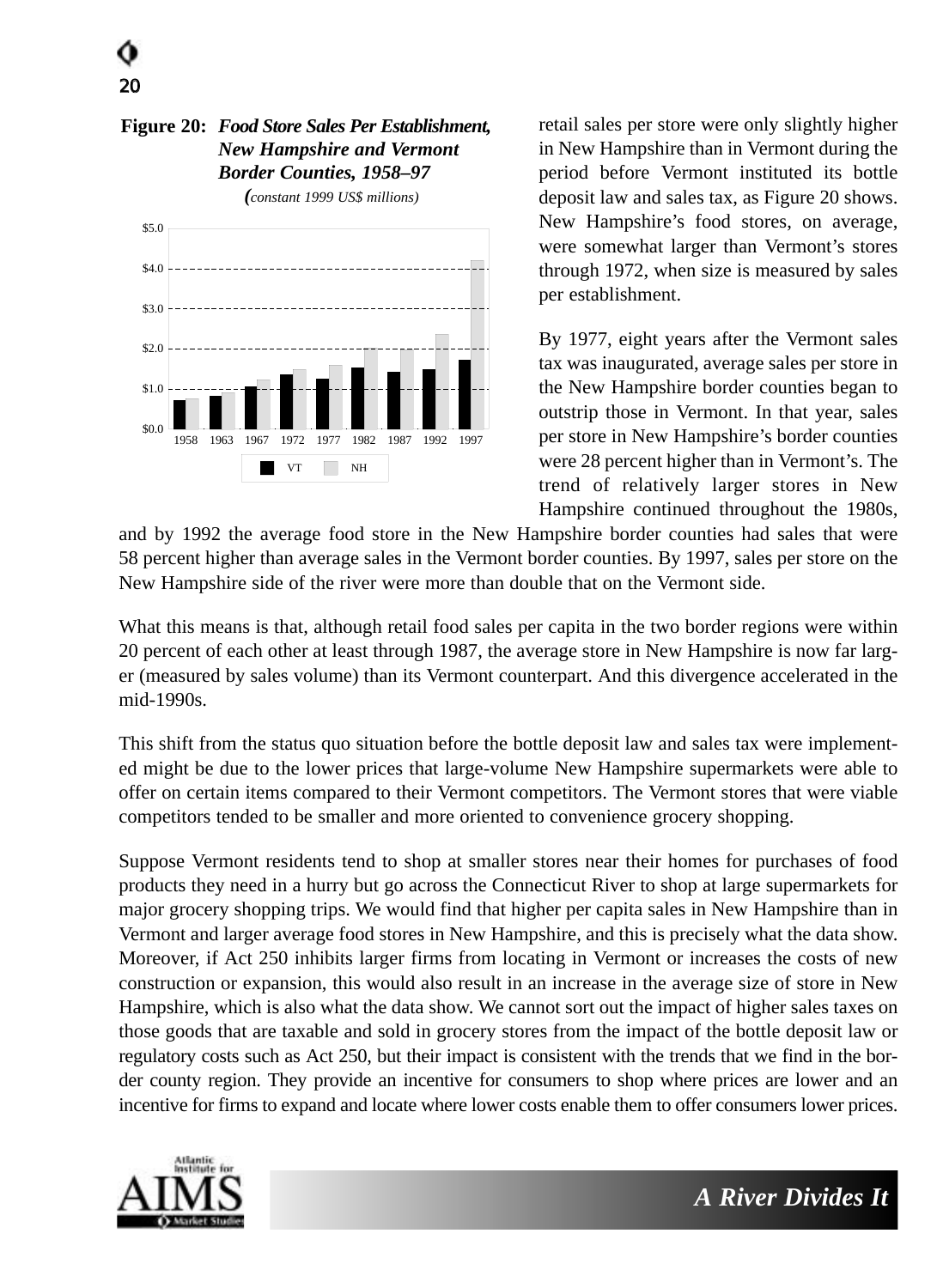**Figure 20: *Food Store Sales Per Establishment, New Hampshire and Vermont Border Counties, 1958–97***

*(constant 1999 US$ millions)*

retail sales per store were only slightly higher in New Hampshire than in Vermont during the period before Vermont instituted its bottle deposit law and sales tax, as Figure 20 shows. New Hampshire's food stores, on average, were somewhat larger than Vermont's stores through 1972, when size is measured by sales per establishment.

By 1977, eight years after the Vermont sales tax was inaugurated, average sales per store in the New Hampshire border counties began to outstrip those in Vermont. In that year, sales per store in New Hampshire's border counties were 28 percent higher than in Vermont's. The trend of relatively larger stores in New Hampshire continued throughout the 1980s, and by 1992 the average food store in the New Hampshire border counties had sales that were 58 percent higher than average sales in the Vermont border counties. By 1997, sales per store on the New Hampshire side of the river were more than double that on the Vermont side.

What this means is that, although retail food sales per capita in the two border regions were within 20 percent of each other at least through 1987, the average store in New Hampshire is now far larger (measured by sales volume) than its Vermont counterpart. And this divergence accelerated in the mid-1990s.

This shift from the status quo situation before the bottle deposit law and sales tax were implemented might be due to the lower prices that large-volume New Hampshire supermarkets were able to offer on certain items compared to their Vermont competitors. The Vermont stores that were viable competitors tended to be smaller and more oriented to convenience grocery shopping.

Suppose Vermont residents tend to shop at smaller stores near their homes for purchases of food products they need in a hurry but go across the Connecticut River to shop at large supermarkets for major grocery shopping trips. We would find that higher per capita sales in New Hampshire than in Vermont and larger average food stores in New Hampshire, and this is precisely what the data show. Moreover, if Act 250 inhibits larger firms from locating in Vermont or increases the costs of new construction or expansion, this would also result in an increase in the average size of store in New Hampshire, which is also what the data show. We cannot sort out the impact of higher sales taxes on those goods that are taxable and sold in grocery stores from the impact of the bottle deposit law or regulatory costs such as Act 250, but their impact is consistent with the trends that we find in the border county region. They provide an incentive for consumers to shop where prices are lower and an incentive for firms to expand and locate where lower costs enable them to offer consumers lower prices.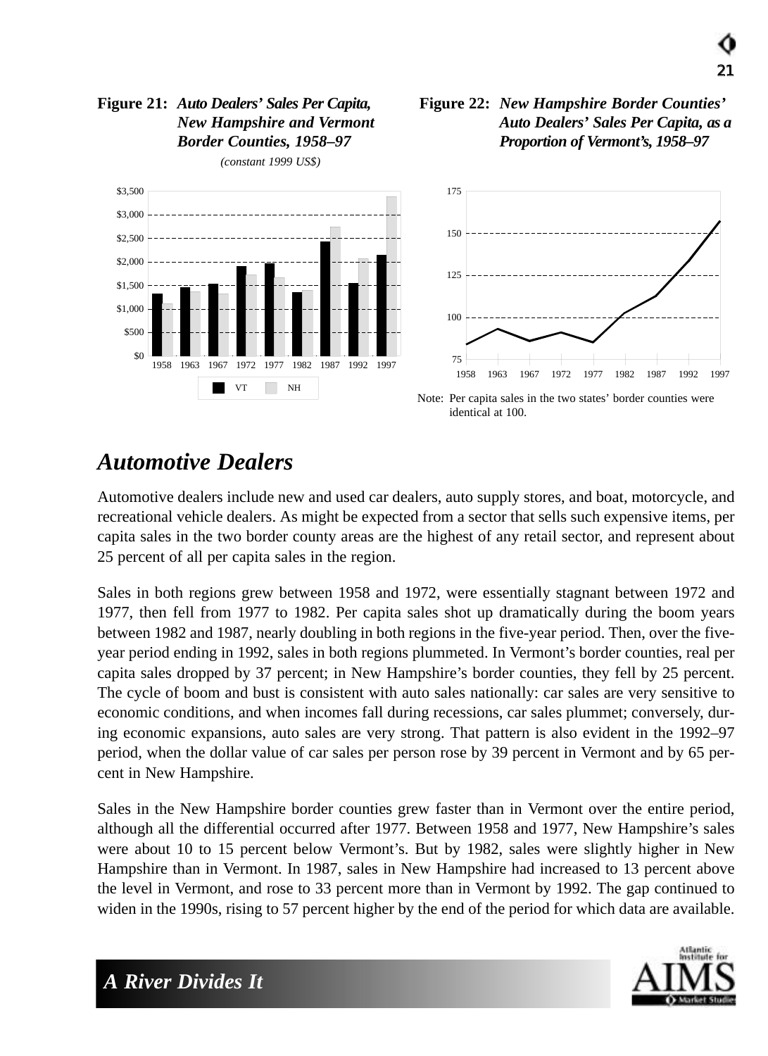**Figure 21:** ***Auto Dealers' Sales Per Capita, New Hampshire and Vermont Border Counties, 1958–97***

*(constant 1999 US$)*

**Figure 22:** ***New Hampshire Border Counties' Auto Dealers' Sales Per Capita, as a Proportion of Vermont's, 1958–97***

Note: Per capita sales in the two states' border counties were identical at 100.

## *Automotive Dealers*

Automotive dealers include new and used car dealers, auto supply stores, and boat, motorcycle, and recreational vehicle dealers. As might be expected from a sector that sells such expensive items, per capita sales in the two border county areas are the highest of any retail sector, and represent about 25 percent of all per capita sales in the region.

Sales in both regions grew between 1958 and 1972, were essentially stagnant between 1972 and 1977, then fell from 1977 to 1982. Per capita sales shot up dramatically during the boom years between 1982 and 1987, nearly doubling in both regions in the five-year period. Then, over the five-year period ending in 1992, sales in both regions plummeted. In Vermont's border counties, real per capita sales dropped by 37 percent; in New Hampshire's border counties, they fell by 25 percent. The cycle of boom and bust is consistent with auto sales nationally: car sales are very sensitive to economic conditions, and when incomes fall during recessions, car sales plummet; conversely, during economic expansions, auto sales are very strong. That pattern is also evident in the 1992–97 period, when the dollar value of car sales per person rose by 39 percent in Vermont and by 65 percent in New Hampshire.

Sales in the New Hampshire border counties grew faster than in Vermont over the entire period, although all the differential occurred after 1977. Between 1958 and 1977, New Hampshire's sales were about 10 to 15 percent below Vermont's. But by 1982, sales were slightly higher in New Hampshire than in Vermont. In 1987, sales in New Hampshire had increased to 13 percent above the level in Vermont, and rose to 33 percent more than in Vermont by 1992. The gap continued to widen in the 1990s, rising to 57 percent higher by the end of the period for which data are available.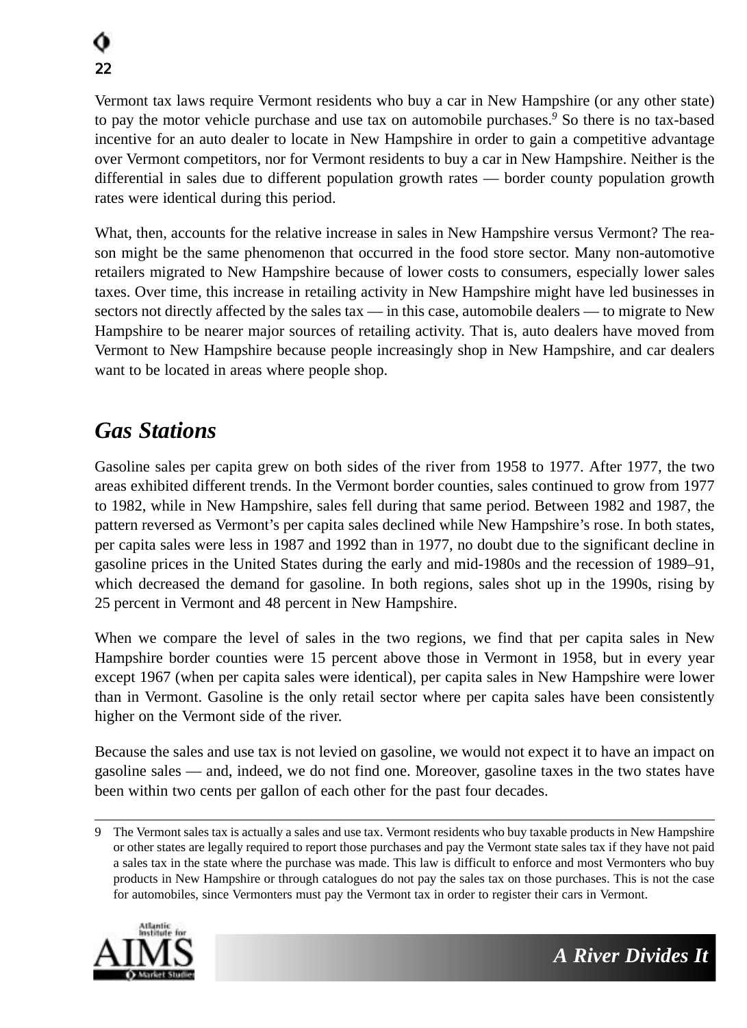Vermont tax laws require Vermont residents who buy a car in New Hampshire (or any other state) to pay the motor vehicle purchase and use tax on automobile purchases.[9] So there is no tax-based incentive for an auto dealer to locate in New Hampshire in order to gain a competitive advantage over Vermont competitors, nor for Vermont residents to buy a car in New Hampshire. Neither is the differential in sales due to different population growth rates — border county population growth rates were identical during this period.

What, then, accounts for the relative increase in sales in New Hampshire versus Vermont? The reason might be the same phenomenon that occurred in the food store sector. Many non-automotive retailers migrated to New Hampshire because of lower costs to consumers, especially lower sales taxes. Over time, this increase in retailing activity in New Hampshire might have led businesses in sectors not directly affected by the sales tax — in this case, automobile dealers — to migrate to New Hampshire to be nearer major sources of retailing activity. That is, auto dealers have moved from Vermont to New Hampshire because people increasingly shop in New Hampshire, and car dealers want to be located in areas where people shop.

## *Gas Stations*

Gasoline sales per capita grew on both sides of the river from 1958 to 1977. After 1977, the two areas exhibited different trends. In the Vermont border counties, sales continued to grow from 1977 to 1982, while in New Hampshire, sales fell during that same period. Between 1982 and 1987, the pattern reversed as Vermont's per capita sales declined while New Hampshire's rose. In both states, per capita sales were less in 1987 and 1992 than in 1977, no doubt due to the significant decline in gasoline prices in the United States during the early and mid-1980s and the recession of 1989–91, which decreased the demand for gasoline. In both regions, sales shot up in the 1990s, rising by 25 percent in Vermont and 48 percent in New Hampshire.

When we compare the level of sales in the two regions, we find that per capita sales in New Hampshire border counties were 15 percent above those in Vermont in 1958, but in every year except 1967 (when per capita sales were identical), per capita sales in New Hampshire were lower than in Vermont. Gasoline is the only retail sector where per capita sales have been consistently higher on the Vermont side of the river.

Because the sales and use tax is not levied on gasoline, we would not expect it to have an impact on gasoline sales — and, indeed, we do not find one. Moreover, gasoline taxes in the two states have been within two cents per gallon of each other for the past four decades.

---

9 The Vermont sales tax is actually a sales and use tax. Vermont residents who buy taxable products in New Hampshire or other states are legally required to report those purchases and pay the Vermont state sales tax if they have not paid a sales tax in the state where the purchase was made. This law is difficult to enforce and most Vermonters who buy products in New Hampshire or through catalogues do not pay the sales tax on those purchases. This is not the case for automobiles, since Vermonters must pay the Vermont tax in order to register their cars in Vermont.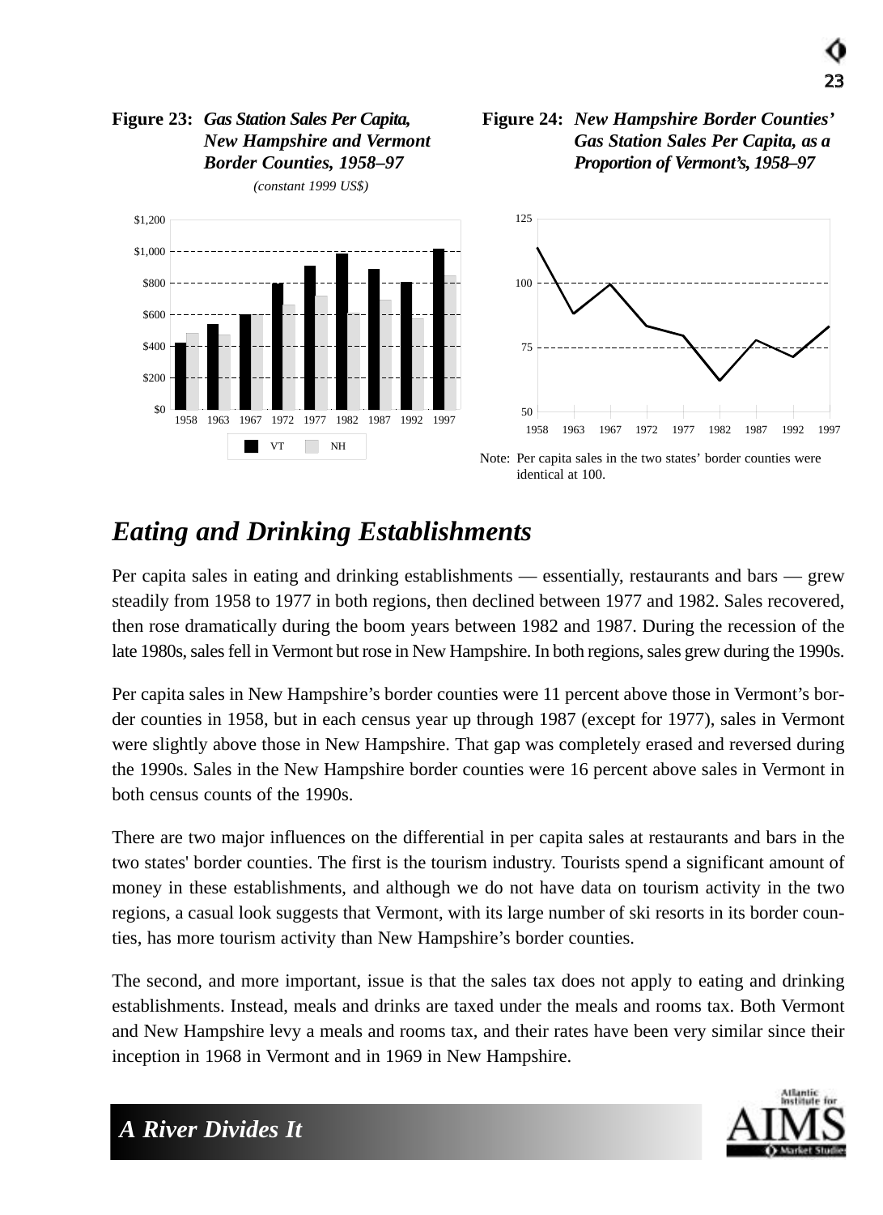**Figure 23:** ***Gas Station Sales Per Capita, New Hampshire and Vermont Border Counties, 1958–97***

*(constant 1999 US$)*

**Figure 24:** ***New Hampshire Border Counties' Gas Station Sales Per Capita, as a Proportion of Vermont's, 1958–97***

Note: Per capita sales in the two states' border counties were identical at 100.

## *Eating and Drinking Establishments*

Per capita sales in eating and drinking establishments — essentially, restaurants and bars — grew steadily from 1958 to 1977 in both regions, then declined between 1977 and 1982. Sales recovered, then rose dramatically during the boom years between 1982 and 1987. During the recession of the late 1980s, sales fell in Vermont but rose in New Hampshire. In both regions, sales grew during the 1990s.

Per capita sales in New Hampshire's border counties were 11 percent above those in Vermont's border counties in 1958, but in each census year up through 1987 (except for 1977), sales in Vermont were slightly above those in New Hampshire. That gap was completely erased and reversed during the 1990s. Sales in the New Hampshire border counties were 16 percent above sales in Vermont in both census counts of the 1990s.

There are two major influences on the differential in per capita sales at restaurants and bars in the two states' border counties. The first is the tourism industry. Tourists spend a significant amount of money in these establishments, and although we do not have data on tourism activity in the two regions, a casual look suggests that Vermont, with its large number of ski resorts in its border counties, has more tourism activity than New Hampshire's border counties.

The second, and more important, issue is that the sales tax does not apply to eating and drinking establishments. Instead, meals and drinks are taxed under the meals and rooms tax. Both Vermont and New Hampshire levy a meals and rooms tax, and their rates have been very similar since their inception in 1968 in Vermont and in 1969 in New Hampshire.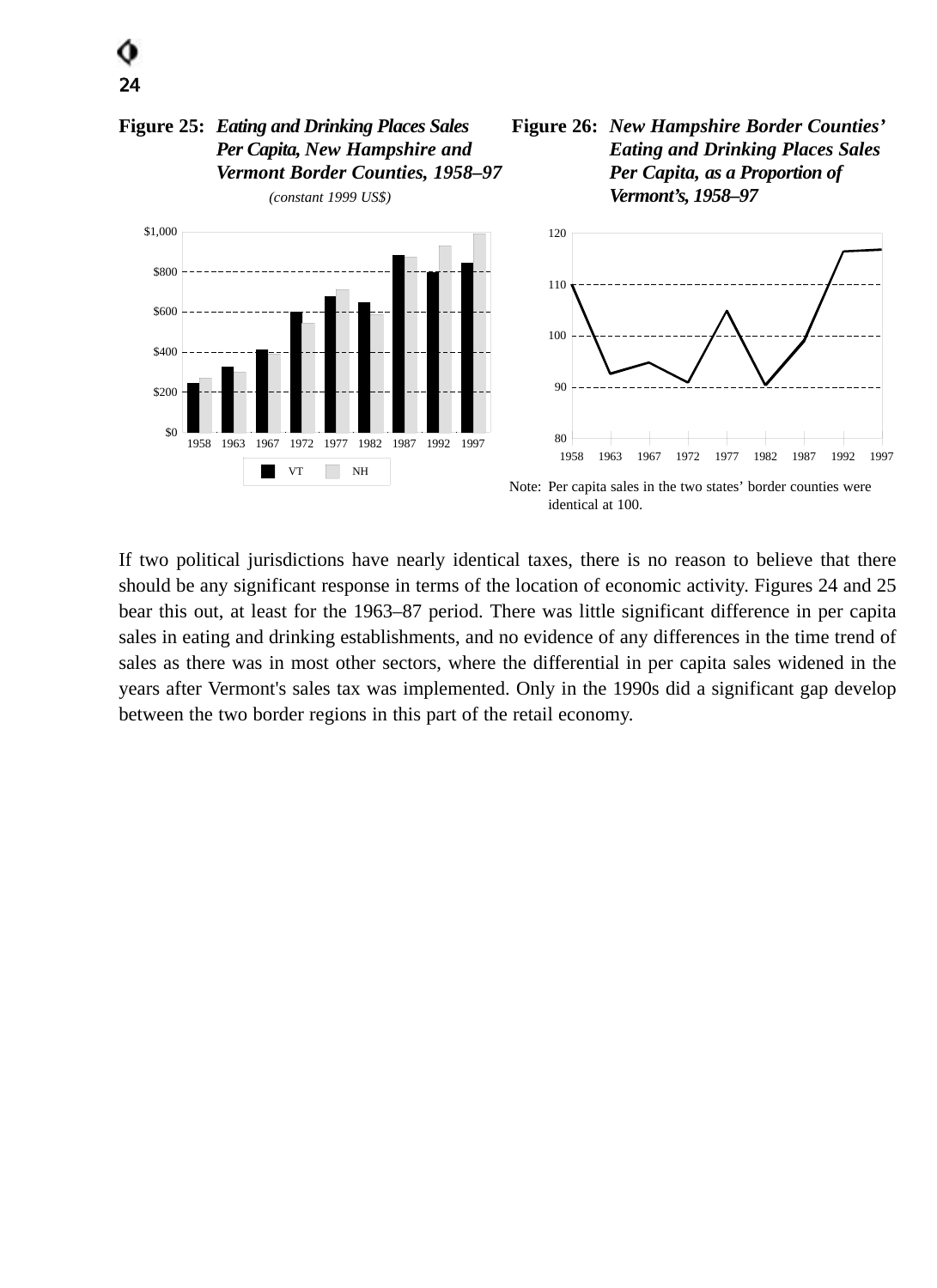**Figure 25:** ***Eating and Drinking Places Sales Per Capita, New Hampshire and Vermont Border Counties, 1958–97***

*(constant 1999 US$)*

**Figure 26:** ***New Hampshire Border Counties' Eating and Drinking Places Sales Per Capita, as a Proportion of Vermont's, 1958–97***

Note: Per capita sales in the two states' border counties were identical at 100.

If two political jurisdictions have nearly identical taxes, there is no reason to believe that there should be any significant response in terms of the location of economic activity. Figures 24 and 25 bear this out, at least for the 1963–87 period. There was little significant difference in per capita sales in eating and drinking establishments, and no evidence of any differences in the time trend of sales as there was in most other sectors, where the differential in per capita sales widened in the years after Vermont's sales tax was implemented. Only in the 1990s did a significant gap develop between the two border regions in this part of the retail economy.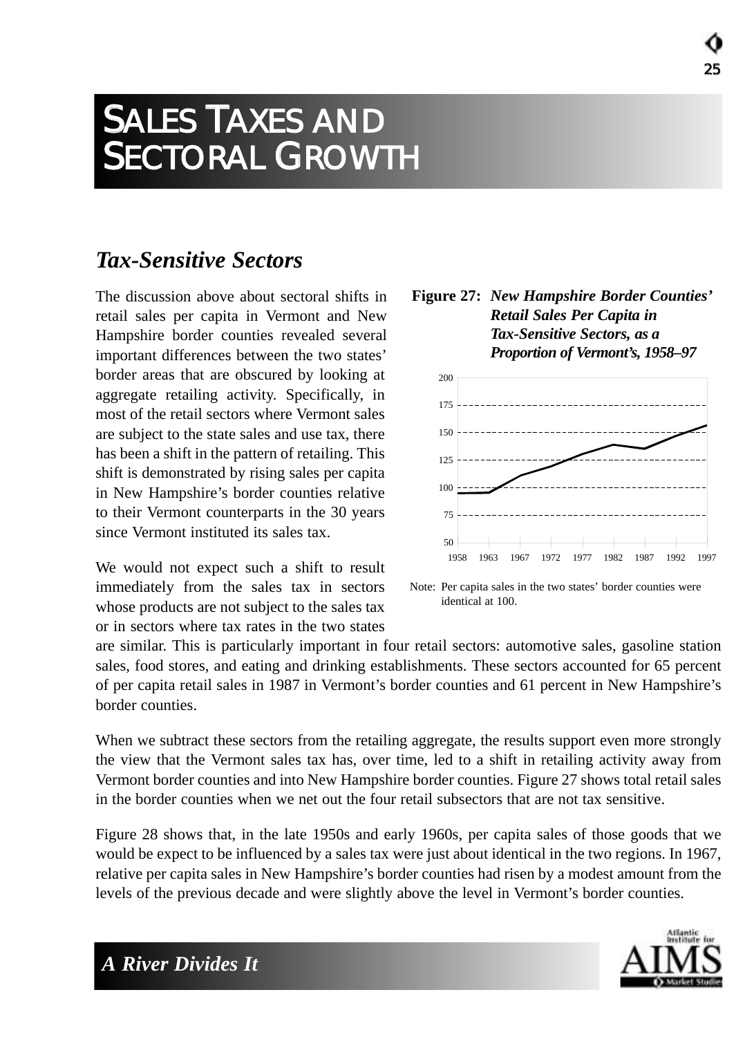# SALES TAXES AND SECTORAL GROWTH

## *Tax-Sensitive Sectors*

The discussion above about sectoral shifts in retail sales per capita in Vermont and New Hampshire border counties revealed several important differences between the two states' border areas that are obscured by looking at aggregate retailing activity. Specifically, in most of the retail sectors where Vermont sales are subject to the state sales and use tax, there has been a shift in the pattern of retailing. This shift is demonstrated by rising sales per capita in New Hampshire's border counties relative to their Vermont counterparts in the 30 years since Vermont instituted its sales tax.

**Figure 27:** ***New Hampshire Border Counties' Retail Sales Per Capita in Tax-Sensitive Sectors, as a Proportion of Vermont's, 1958–97***

Note: Per capita sales in the two states' border counties were identical at 100.

We would not expect such a shift to result immediately from the sales tax in sectors whose products are not subject to the sales tax or in sectors where tax rates in the two states are similar. This is particularly important in four retail sectors: automotive sales, gasoline station sales, food stores, and eating and drinking establishments. These sectors accounted for 65 percent of per capita retail sales in 1987 in Vermont's border counties and 61 percent in New Hampshire's border counties.

When we subtract these sectors from the retailing aggregate, the results support even more strongly the view that the Vermont sales tax has, over time, led to a shift in retailing activity away from Vermont border counties and into New Hampshire border counties. Figure 27 shows total retail sales in the border counties when we net out the four retail subsectors that are not tax sensitive.

Figure 28 shows that, in the late 1950s and early 1960s, per capita sales of those goods that we would be expect to be influenced by a sales tax were just about identical in the two regions. In 1967, relative per capita sales in New Hampshire's border counties had risen by a modest amount from the levels of the previous decade and were slightly above the level in Vermont's border counties.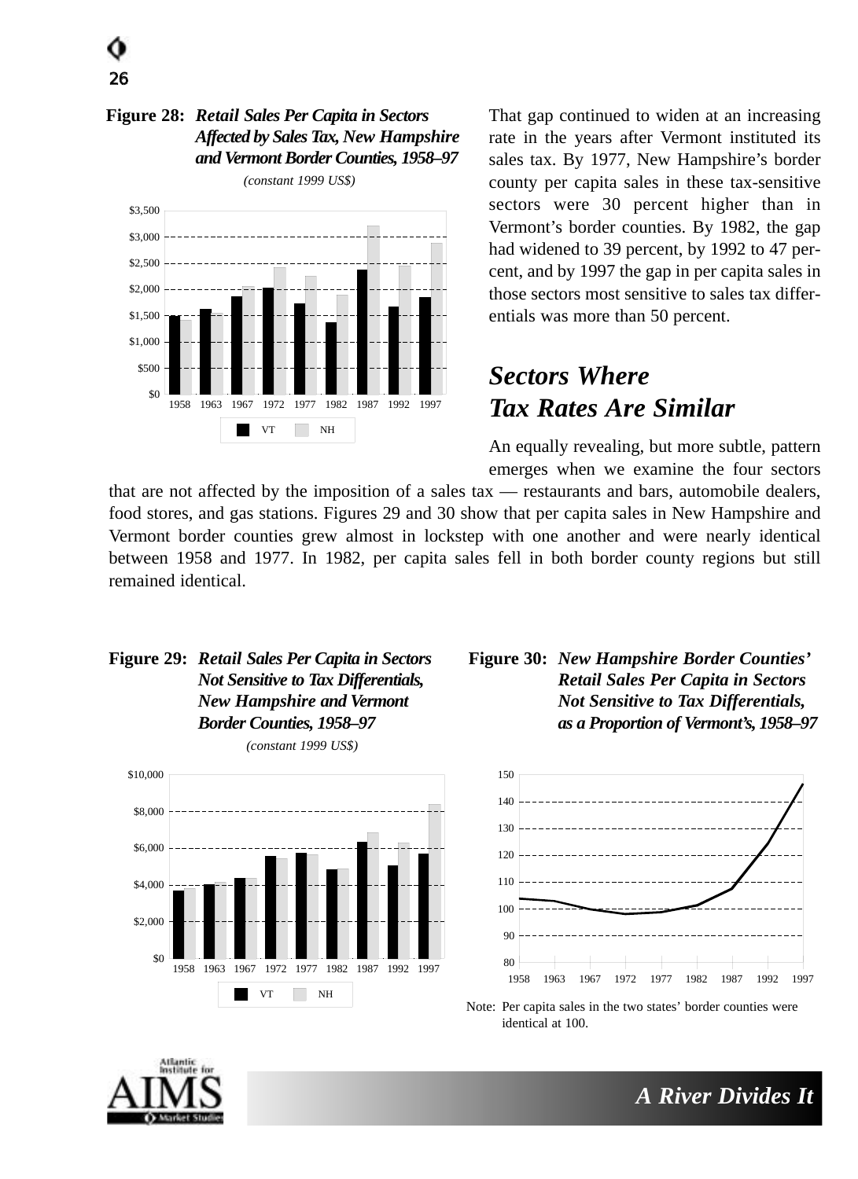**Figure 28:** ***Retail Sales Per Capita in Sectors Affected by Sales Tax, New Hampshire and Vermont Border Counties, 1958–97***

*(constant 1999 US$)*

That gap continued to widen at an increasing rate in the years after Vermont instituted its sales tax. By 1977, New Hampshire's border county per capita sales in these tax-sensitive sectors were 30 percent higher than in Vermont's border counties. By 1982, the gap had widened to 39 percent, by 1992 to 47 percent, and by 1997 the gap in per capita sales in those sectors most sensitive to sales tax differentials was more than 50 percent.

## *Sectors Where Tax Rates Are Similar*

An equally revealing, but more subtle, pattern emerges when we examine the four sectors that are not affected by the imposition of a sales tax — restaurants and bars, automobile dealers, food stores, and gas stations. Figures 29 and 30 show that per capita sales in New Hampshire and Vermont border counties grew almost in lockstep with one another and were nearly identical between 1958 and 1977. In 1982, per capita sales fell in both border county regions but still remained identical.

**Figure 29:** ***Retail Sales Per Capita in Sectors Not Sensitive to Tax Differentials, New Hampshire and Vermont Border Counties, 1958–97***

*(constant 1999 US$)*

**Figure 30:** ***New Hampshire Border Counties' Retail Sales Per Capita in Sectors Not Sensitive to Tax Differentials, as a Proportion of Vermont's, 1958–97***

Note: Per capita sales in the two states' border counties were identical at 100.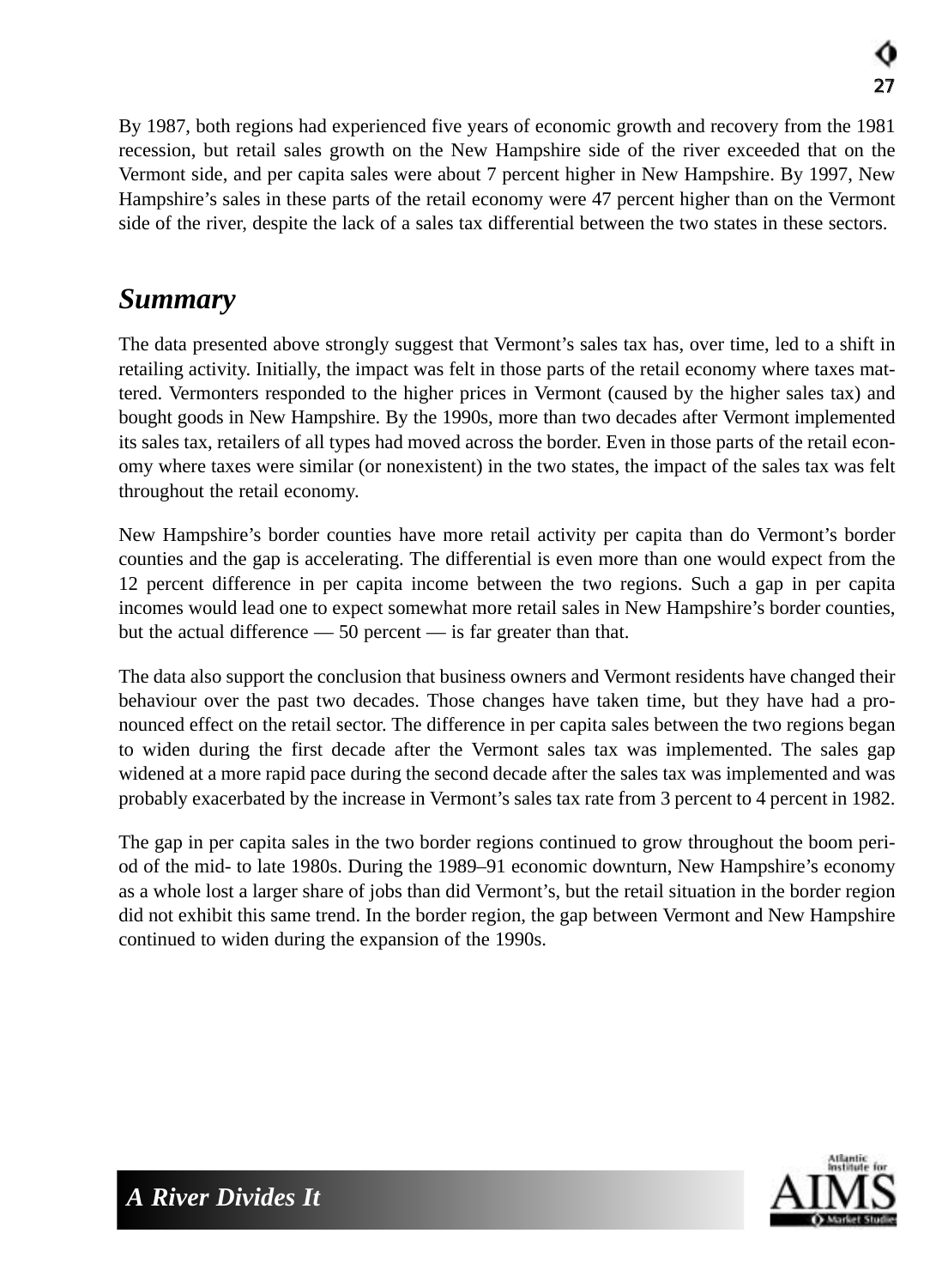By 1987, both regions had experienced five years of economic growth and recovery from the 1981 recession, but retail sales growth on the New Hampshire side of the river exceeded that on the Vermont side, and per capita sales were about 7 percent higher in New Hampshire. By 1997, New Hampshire's sales in these parts of the retail economy were 47 percent higher than on the Vermont side of the river, despite the lack of a sales tax differential between the two states in these sectors.

## *Summary*

The data presented above strongly suggest that Vermont's sales tax has, over time, led to a shift in retailing activity. Initially, the impact was felt in those parts of the retail economy where taxes mattered. Vermonters responded to the higher prices in Vermont (caused by the higher sales tax) and bought goods in New Hampshire. By the 1990s, more than two decades after Vermont implemented its sales tax, retailers of all types had moved across the border. Even in those parts of the retail economy where taxes were similar (or nonexistent) in the two states, the impact of the sales tax was felt throughout the retail economy.

New Hampshire's border counties have more retail activity per capita than do Vermont's border counties and the gap is accelerating. The differential is even more than one would expect from the 12 percent difference in per capita income between the two regions. Such a gap in per capita incomes would lead one to expect somewhat more retail sales in New Hampshire's border counties, but the actual difference — 50 percent — is far greater than that.

The data also support the conclusion that business owners and Vermont residents have changed their behaviour over the past two decades. Those changes have taken time, but they have had a pronounced effect on the retail sector. The difference in per capita sales between the two regions began to widen during the first decade after the Vermont sales tax was implemented. The sales gap widened at a more rapid pace during the second decade after the sales tax was implemented and was probably exacerbated by the increase in Vermont's sales tax rate from 3 percent to 4 percent in 1982.

The gap in per capita sales in the two border regions continued to grow throughout the boom period of the mid- to late 1980s. During the 1989–91 economic downturn, New Hampshire's economy as a whole lost a larger share of jobs than did Vermont's, but the retail situation in the border region did not exhibit this same trend. In the border region, the gap between Vermont and New Hampshire continued to widen during the expansion of the 1990s.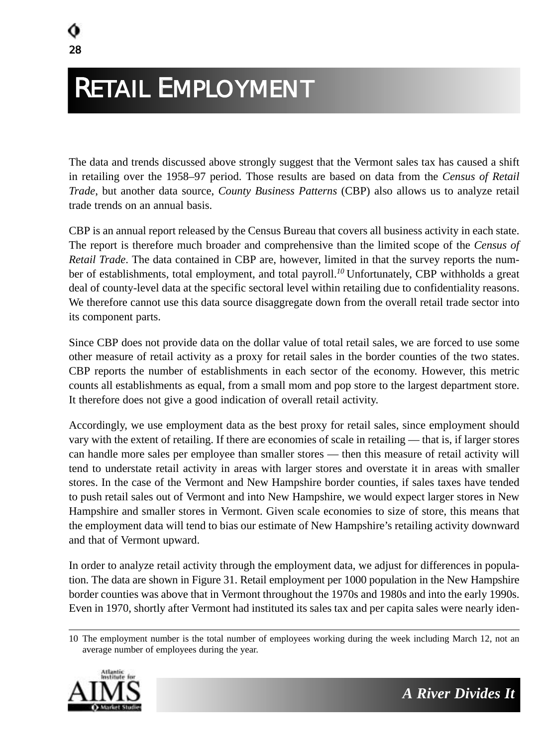# RETAIL EMPLOYMENT

The data and trends discussed above strongly suggest that the Vermont sales tax has caused a shift in retailing over the 1958–97 period. Those results are based on data from the *Census of Retail Trade*, but another data source, *County Business Patterns* (CBP) also allows us to analyze retail trade trends on an annual basis.

CBP is an annual report released by the Census Bureau that covers all business activity in each state. The report is therefore much broader and comprehensive than the limited scope of the *Census of Retail Trade*. The data contained in CBP are, however, limited in that the survey reports the number of establishments, total employment, and total payroll.[10] Unfortunately, CBP withholds a great deal of county-level data at the specific sectoral level within retailing due to confidentiality reasons. We therefore cannot use this data source disaggregate down from the overall retail trade sector into its component parts.

Since CBP does not provide data on the dollar value of total retail sales, we are forced to use some other measure of retail activity as a proxy for retail sales in the border counties of the two states. CBP reports the number of establishments in each sector of the economy. However, this metric counts all establishments as equal, from a small mom and pop store to the largest department store. It therefore does not give a good indication of overall retail activity.

Accordingly, we use employment data as the best proxy for retail sales, since employment should vary with the extent of retailing. If there are economies of scale in retailing — that is, if larger stores can handle more sales per employee than smaller stores — then this measure of retail activity will tend to understate retail activity in areas with larger stores and overstate it in areas with smaller stores. In the case of the Vermont and New Hampshire border counties, if sales taxes have tended to push retail sales out of Vermont and into New Hampshire, we would expect larger stores in New Hampshire and smaller stores in Vermont. Given scale economies to size of store, this means that the employment data will tend to bias our estimate of New Hampshire's retailing activity downward and that of Vermont upward.

In order to analyze retail activity through the employment data, we adjust for differences in population. The data are shown in Figure 31. Retail employment per 1000 population in the New Hampshire border counties was above that in Vermont throughout the 1970s and 1980s and into the early 1990s. Even in 1970, shortly after Vermont had instituted its sales tax and per capita sales were nearly iden-

10 The employment number is the total number of employees working during the week including March 12, not an average number of employees during the year.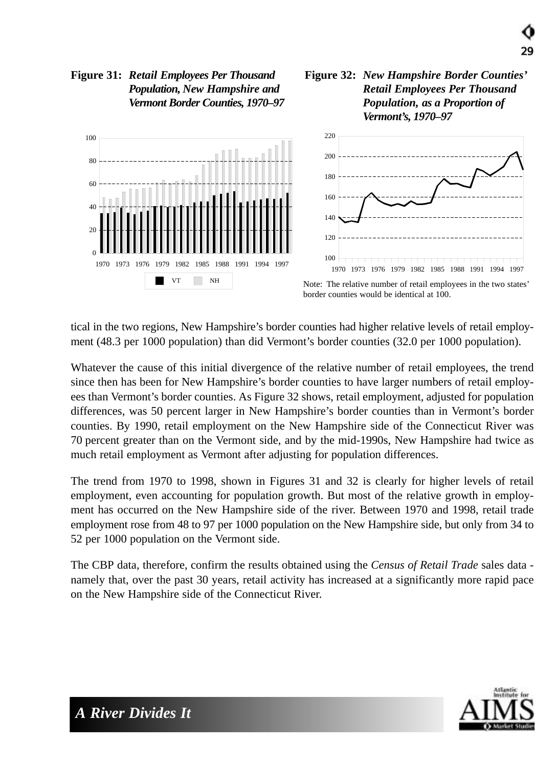**Figure 31:** ***Retail Employees Per Thousand Population, New Hampshire and Vermont Border Counties, 1970–97***

**Figure 32:** ***New Hampshire Border Counties' Retail Employees Per Thousand Population, as a Proportion of Vermont's, 1970–97***

Note: The relative number of retail employees in the two states' border counties would be identical at 100.

tical in the two regions, New Hampshire's border counties had higher relative levels of retail employment (48.3 per 1000 population) than did Vermont's border counties (32.0 per 1000 population).

Whatever the cause of this initial divergence of the relative number of retail employees, the trend since then has been for New Hampshire's border counties to have larger numbers of retail employees than Vermont's border counties. As Figure 32 shows, retail employment, adjusted for population differences, was 50 percent larger in New Hampshire's border counties than in Vermont's border counties. By 1990, retail employment on the New Hampshire side of the Connecticut River was 70 percent greater than on the Vermont side, and by the mid-1990s, New Hampshire had twice as much retail employment as Vermont after adjusting for population differences.

The trend from 1970 to 1998, shown in Figures 31 and 32 is clearly for higher levels of retail employment, even accounting for population growth. But most of the relative growth in employment has occurred on the New Hampshire side of the river. Between 1970 and 1998, retail trade employment rose from 48 to 97 per 1000 population on the New Hampshire side, but only from 34 to 52 per 1000 population on the Vermont side.

The CBP data, therefore, confirm the results obtained using the *Census of Retail Trade* sales data - namely that, over the past 30 years, retail activity has increased at a significantly more rapid pace on the New Hampshire side of the Connecticut River.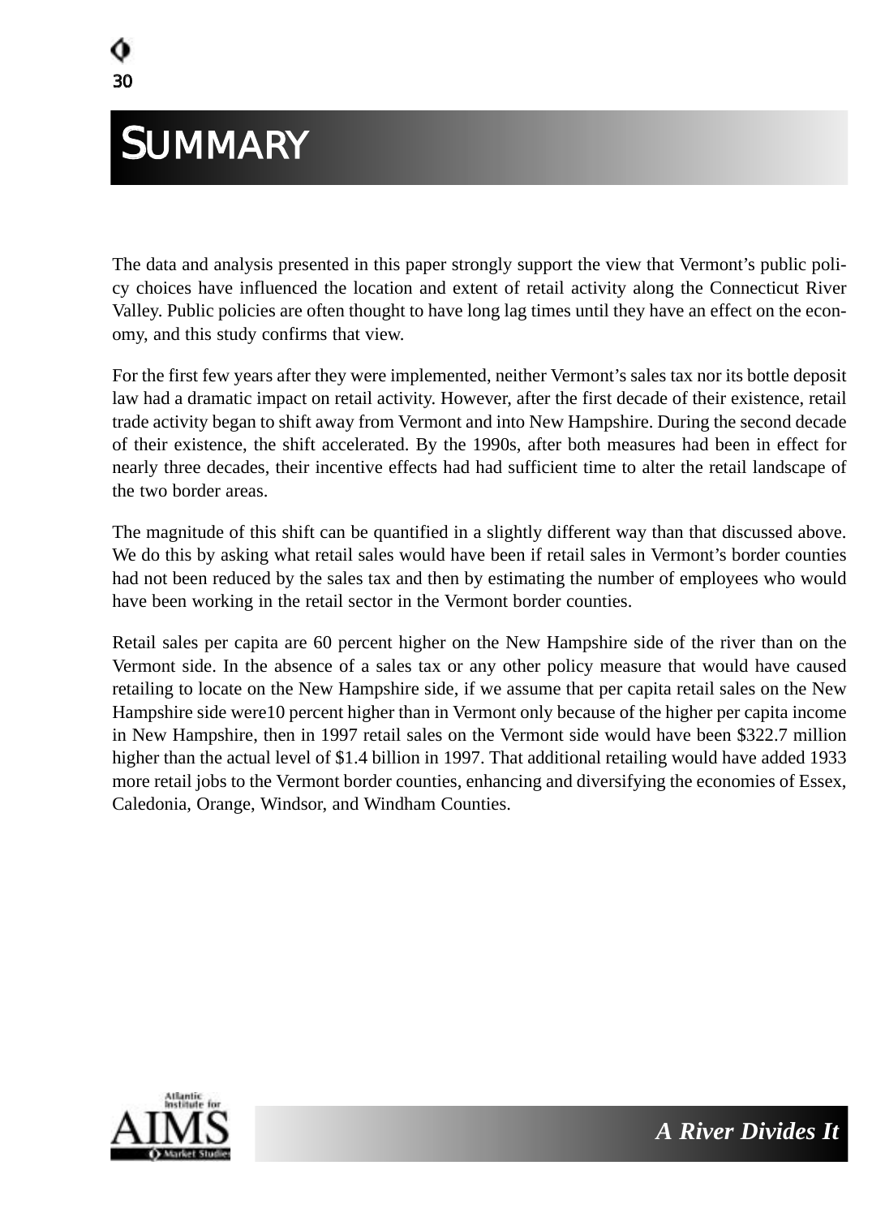# SUMMARY

The data and analysis presented in this paper strongly support the view that Vermont's public policy choices have influenced the location and extent of retail activity along the Connecticut River Valley. Public policies are often thought to have long lag times until they have an effect on the economy, and this study confirms that view.

For the first few years after they were implemented, neither Vermont's sales tax nor its bottle deposit law had a dramatic impact on retail activity. However, after the first decade of their existence, retail trade activity began to shift away from Vermont and into New Hampshire. During the second decade of their existence, the shift accelerated. By the 1990s, after both measures had been in effect for nearly three decades, their incentive effects had had sufficient time to alter the retail landscape of the two border areas.

The magnitude of this shift can be quantified in a slightly different way than that discussed above. We do this by asking what retail sales would have been if retail sales in Vermont's border counties had not been reduced by the sales tax and then by estimating the number of employees who would have been working in the retail sector in the Vermont border counties.

Retail sales per capita are 60 percent higher on the New Hampshire side of the river than on the Vermont side. In the absence of a sales tax or any other policy measure that would have caused retailing to locate on the New Hampshire side, if we assume that per capita retail sales on the New Hampshire side were10 percent higher than in Vermont only because of the higher per capita income in New Hampshire, then in 1997 retail sales on the Vermont side would have been $322.7 million higher than the actual level of $1.4 billion in 1997. That additional retailing would have added 1933 more retail jobs to the Vermont border counties, enhancing and diversifying the economies of Essex, Caledonia, Orange, Windsor, and Windham Counties.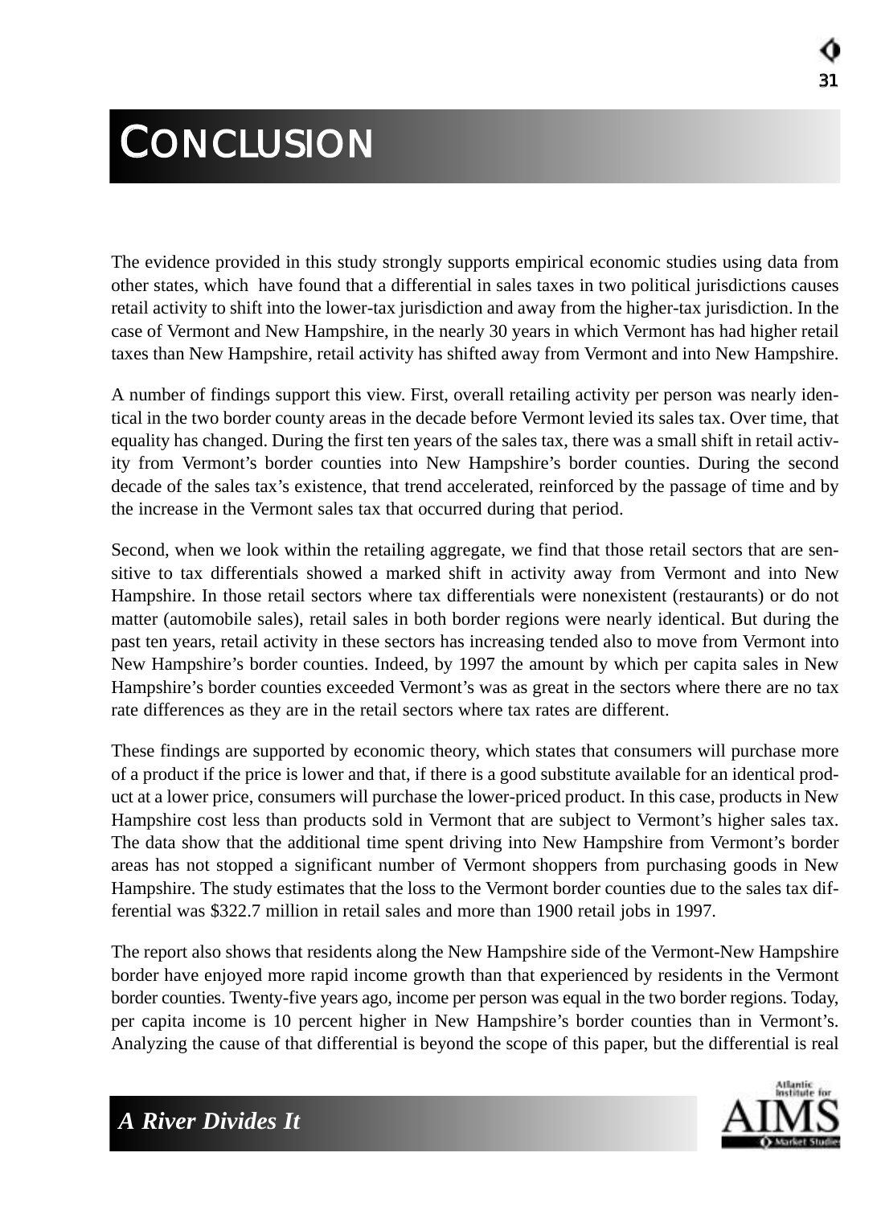# CONCLUSION

The evidence provided in this study strongly supports empirical economic studies using data from other states, which have found that a differential in sales taxes in two political jurisdictions causes retail activity to shift into the lower-tax jurisdiction and away from the higher-tax jurisdiction. In the case of Vermont and New Hampshire, in the nearly 30 years in which Vermont has had higher retail taxes than New Hampshire, retail activity has shifted away from Vermont and into New Hampshire.

A number of findings support this view. First, overall retailing activity per person was nearly identical in the two border county areas in the decade before Vermont levied its sales tax. Over time, that equality has changed. During the first ten years of the sales tax, there was a small shift in retail activity from Vermont's border counties into New Hampshire's border counties. During the second decade of the sales tax's existence, that trend accelerated, reinforced by the passage of time and by the increase in the Vermont sales tax that occurred during that period.

Second, when we look within the retailing aggregate, we find that those retail sectors that are sensitive to tax differentials showed a marked shift in activity away from Vermont and into New Hampshire. In those retail sectors where tax differentials were nonexistent (restaurants) or do not matter (automobile sales), retail sales in both border regions were nearly identical. But during the past ten years, retail activity in these sectors has increasing tended also to move from Vermont into New Hampshire's border counties. Indeed, by 1997 the amount by which per capita sales in New Hampshire's border counties exceeded Vermont's was as great in the sectors where there are no tax rate differences as they are in the retail sectors where tax rates are different.

These findings are supported by economic theory, which states that consumers will purchase more of a product if the price is lower and that, if there is a good substitute available for an identical product at a lower price, consumers will purchase the lower-priced product. In this case, products in New Hampshire cost less than products sold in Vermont that are subject to Vermont's higher sales tax. The data show that the additional time spent driving into New Hampshire from Vermont's border areas has not stopped a significant number of Vermont shoppers from purchasing goods in New Hampshire. The study estimates that the loss to the Vermont border counties due to the sales tax differential was $322.7 million in retail sales and more than 1900 retail jobs in 1997.

The report also shows that residents along the New Hampshire side of the Vermont-New Hampshire border have enjoyed more rapid income growth than that experienced by residents in the Vermont border counties. Twenty-five years ago, income per person was equal in the two border regions. Today, per capita income is 10 percent higher in New Hampshire's border counties than in Vermont's. Analyzing the cause of that differential is beyond the scope of this paper, but the differential is real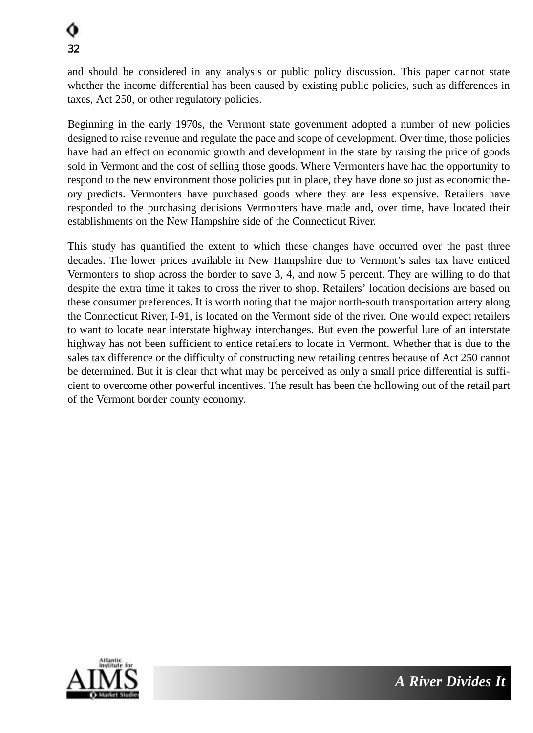and should be considered in any analysis or public policy discussion. This paper cannot state whether the income differential has been caused by existing public policies, such as differences in taxes, Act 250, or other regulatory policies.

Beginning in the early 1970s, the Vermont state government adopted a number of new policies designed to raise revenue and regulate the pace and scope of development. Over time, those policies have had an effect on economic growth and development in the state by raising the price of goods sold in Vermont and the cost of selling those goods. Where Vermonters have had the opportunity to respond to the new environment those policies put in place, they have done so just as economic theory predicts. Vermonters have purchased goods where they are less expensive. Retailers have responded to the purchasing decisions Vermonters have made and, over time, have located their establishments on the New Hampshire side of the Connecticut River.

This study has quantified the extent to which these changes have occurred over the past three decades. The lower prices available in New Hampshire due to Vermont's sales tax have enticed Vermonters to shop across the border to save 3, 4, and now 5 percent. They are willing to do that despite the extra time it takes to cross the river to shop. Retailers' location decisions are based on these consumer preferences. It is worth noting that the major north-south transportation artery along the Connecticut River, I-91, is located on the Vermont side of the river. One would expect retailers to want to locate near interstate highway interchanges. But even the powerful lure of an interstate highway has not been sufficient to entice retailers to locate in Vermont. Whether that is due to the sales tax difference or the difficulty of constructing new retailing centres because of Act 250 cannot be determined. But it is clear that what may be perceived as only a small price differential is sufficient to overcome other powerful incentives. The result has been the hollowing out of the retail part of the Vermont border county economy.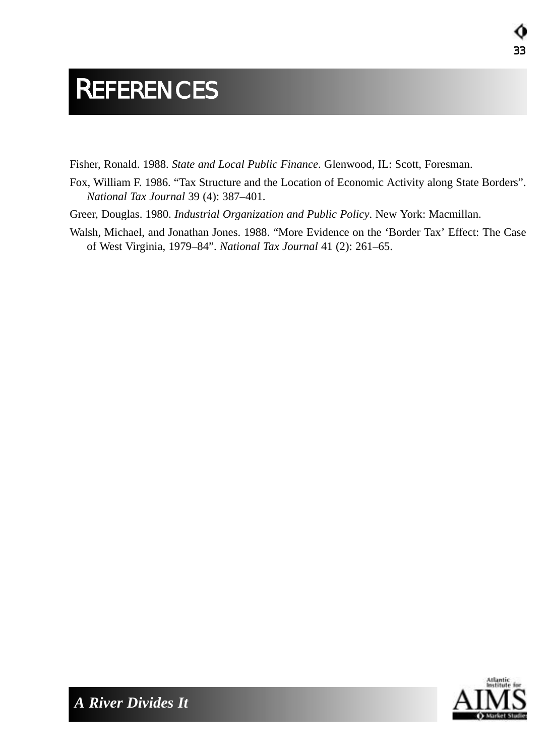# REFERENCES

Fisher, Ronald. 1988. *State and Local Public Finance*. Glenwood, IL: Scott, Foresman.

Fox, William F. 1986. "Tax Structure and the Location of Economic Activity along State Borders". *National Tax Journal* 39 (4): 387–401.

Greer, Douglas. 1980. *Industrial Organization and Public Policy*. New York: Macmillan.

Walsh, Michael, and Jonathan Jones. 1988. "More Evidence on the 'Border Tax' Effect: The Case of West Virginia, 1979–84". *National Tax Journal* 41 (2): 261–65.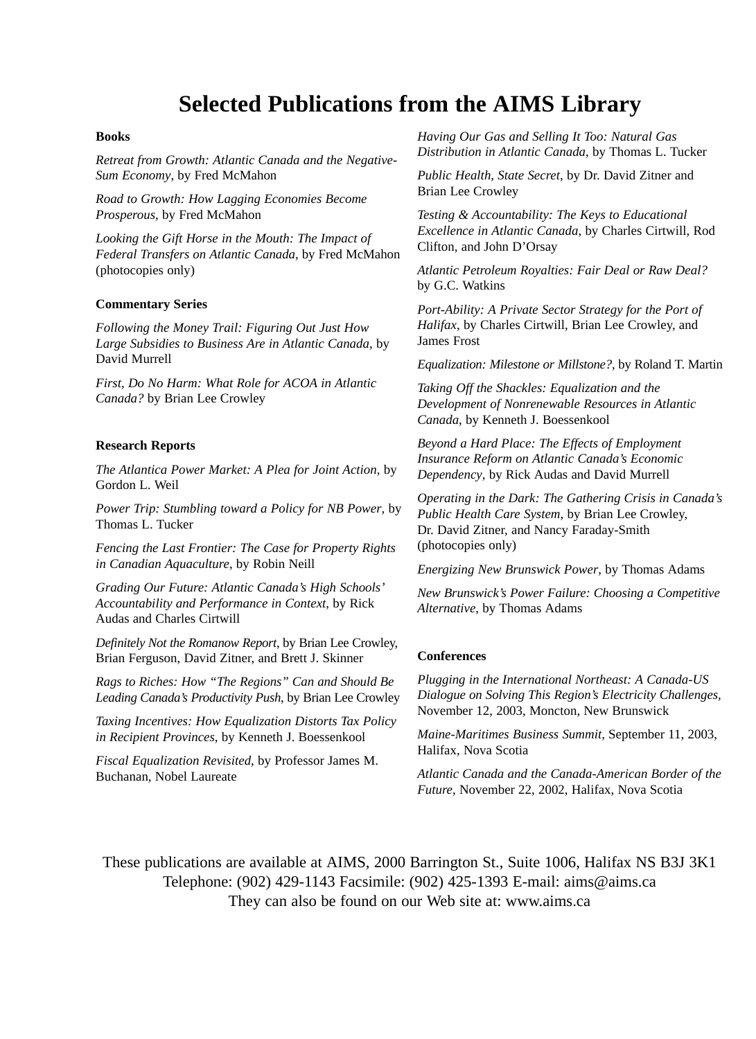# Selected Publications from the AIMS Library

### Books

*Retreat from Growth: Atlantic Canada and the Negative-Sum Economy*, by Fred McMahon

*Road to Growth: How Lagging Economies Become Prosperous*, by Fred McMahon

*Looking the Gift Horse in the Mouth: The Impact of Federal Transfers on Atlantic Canada*, by Fred McMahon (photocopies only)

### Commentary Series

*Following the Money Trail: Figuring Out Just How Large Subsidies to Business Are in Atlantic Canada*, by David Murrell

*First, Do No Harm: What Role for ACOA in Atlantic Canada?* by Brian Lee Crowley

### Research Reports

*The Atlantica Power Market: A Plea for Joint Action*, by Gordon L. Weil

*Power Trip: Stumbling toward a Policy for NB Power*, by Thomas L. Tucker

*Fencing the Last Frontier: The Case for Property Rights in Canadian Aquaculture*, by Robin Neill

*Grading Our Future: Atlantic Canada's High Schools' Accountability and Performance in Context*, by Rick Audas and Charles Cirtwill

*Definitely Not the Romanow Report*, by Brian Lee Crowley, Brian Ferguson, David Zitner, and Brett J. Skinner

*Rags to Riches: How "The Regions" Can and Should Be Leading Canada's Productivity Push*, by Brian Lee Crowley

*Taxing Incentives: How Equalization Distorts Tax Policy in Recipient Provinces*, by Kenneth J. Boessenkool

*Fiscal Equalization Revisited*, by Professor James M. Buchanan, Nobel Laureate

*Having Our Gas and Selling It Too: Natural Gas Distribution in Atlantic Canada*, by Thomas L. Tucker

*Public Health, State Secret*, by Dr. David Zitner and Brian Lee Crowley

*Testing & Accountability: The Keys to Educational Excellence in Atlantic Canada*, by Charles Cirtwill, Rod Clifton, and John D'Orsay

*Atlantic Petroleum Royalties: Fair Deal or Raw Deal?* by G.C. Watkins

*Port-Ability: A Private Sector Strategy for the Port of Halifax*, by Charles Cirtwill, Brian Lee Crowley, and James Frost

*Equalization: Milestone or Millstone?*, by Roland T. Martin

*Taking Off the Shackles: Equalization and the Development of Nonrenewable Resources in Atlantic Canada*, by Kenneth J. Boessenkool

*Beyond a Hard Place: The Effects of Employment Insurance Reform on Atlantic Canada's Economic Dependency*, by Rick Audas and David Murrell

*Operating in the Dark: The Gathering Crisis in Canada's Public Health Care System*, by Brian Lee Crowley, Dr. David Zitner, and Nancy Faraday-Smith (photocopies only)

*Energizing New Brunswick Power*, by Thomas Adams

*New Brunswick's Power Failure: Choosing a Competitive Alternative*, by Thomas Adams

### Conferences

*Plugging in the International Northeast: A Canada-US Dialogue on Solving This Region's Electricity Challenges*, November 12, 2003, Moncton, New Brunswick

*Maine-Maritimes Business Summit*, September 11, 2003, Halifax, Nova Scotia

*Atlantic Canada and the Canada-American Border of the Future*, November 22, 2002, Halifax, Nova Scotia

These publications are available at AIMS, 2000 Barrington St., Suite 1006, Halifax NS B3J 3K1
Telephone: (902) 429-1143 Facsimile: (902) 425-1393 E-mail: aims@aims.ca
They can also be found on our Web site at: www.aims.ca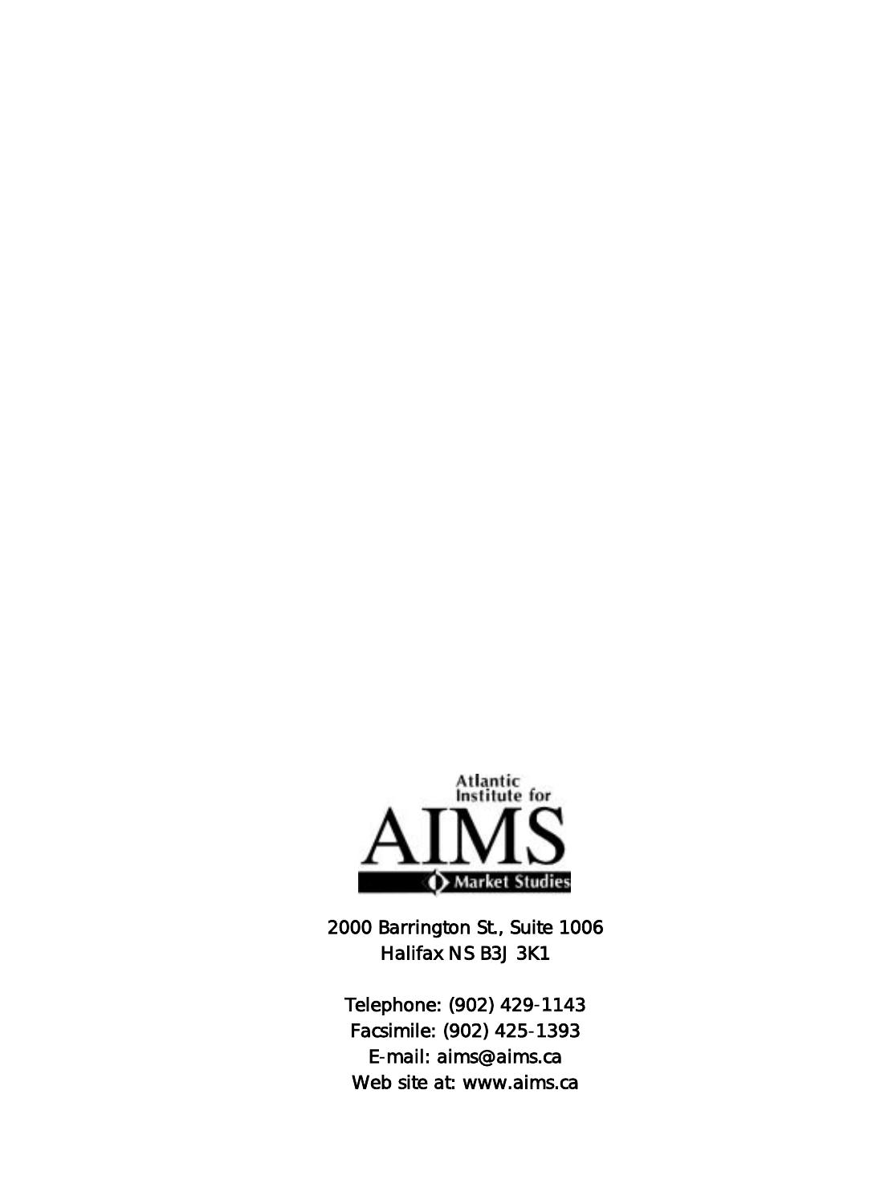Atlantic Institute for

AIMS

Market Studies

2000 Barrington St., Suite 1006
Halifax NS B3J 3K1

Telephone: (902) 429-1143
Facsimile: (902) 425-1393
E-mail: aims@aims.ca
Web site at: www.aims.ca